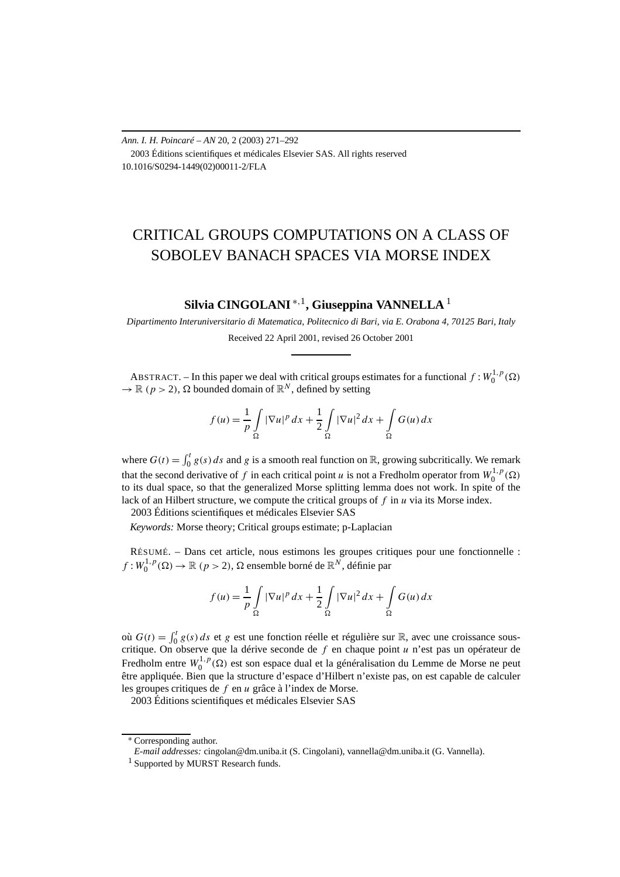*Ann. I. H. Poincaré – AN* 20, 2 (2003) 271–292

2003 Éditions scientifiques et médicales Elsevier SAS. All rights reserved

10.1016/S0294-1449(02)00011-2/FLA

# CRITICAL GROUPS COMPUTATIONS ON A CLASS OF SOBOLEV BANACH SPACES VIA MORSE INDEX

**Silvia CINGOLANI** [*,1], **Giuseppina VANNELLA** [1]

*Dipartimento Interuniversitario di Matematica, Politecnico di Bari, via E. Orabona 4, 70125 Bari, Italy*

Received 22 April 2001, revised 26 October 2001

ABSTRACT. – In this paper we deal with critical groups estimates for a functional $f : W_0^{1,p}(\Omega) \to \mathbb{R}$ ($p > 2$), $\Omega$ bounded domain of $\mathbb{R}^N$, defined by setting

$$f(u) = \frac{1}{p}\int_\Omega |\nabla u|^p\,dx + \frac{1}{2}\int_\Omega |\nabla u|^2\,dx + \int_\Omega G(u)\,dx$$

where $G(t) = \int_0^t g(s)\,ds$ and $g$ is a smooth real function on $\mathbb{R}$, growing subcritically. We remark that the second derivative of $f$ in each critical point $u$ is not a Fredholm operator from $W_0^{1,p}(\Omega)$ to its dual space, so that the generalized Morse splitting lemma does not work. In spite of the lack of an Hilbert structure, we compute the critical groups of $f$ in $u$ via its Morse index.

2003 Éditions scientifiques et médicales Elsevier SAS

*Keywords:* Morse theory; Critical groups estimate; p-Laplacian

RÉSUMÉ. – Dans cet article, nous estimons les groupes critiques pour une fonctionnelle : $f : W_0^{1,p}(\Omega) \to \mathbb{R}$ ($p > 2$), $\Omega$ ensemble borné de $\mathbb{R}^N$, définie par

$$f(u) = \frac{1}{p}\int_\Omega |\nabla u|^p\,dx + \frac{1}{2}\int_\Omega |\nabla u|^2\,dx + \int_\Omega G(u)\,dx$$

où $G(t) = \int_0^t g(s)\,ds$ et $g$ est une fonction réelle et régulière sur $\mathbb{R}$, avec une croissance sous-critique. On observe que la dérive seconde de $f$ en chaque point $u$ n'est pas un opérateur de Fredholm entre $W_0^{1,p}(\Omega)$ est son espace dual et la généralisation du Lemme de Morse ne peut être appliquée. Bien que la structure d'espace d'Hilbert n'existe pas, on est capable de calculer les groupes critiques de $f$ en $u$ grâce à l'index de Morse.

2003 Éditions scientifiques et médicales Elsevier SAS

---

[*] Corresponding author.

*E-mail addresses:* cingolan@dm.uniba.it (S. Cingolani), vannella@dm.uniba.it (G. Vannella).

[1] Supported by MURST Research funds.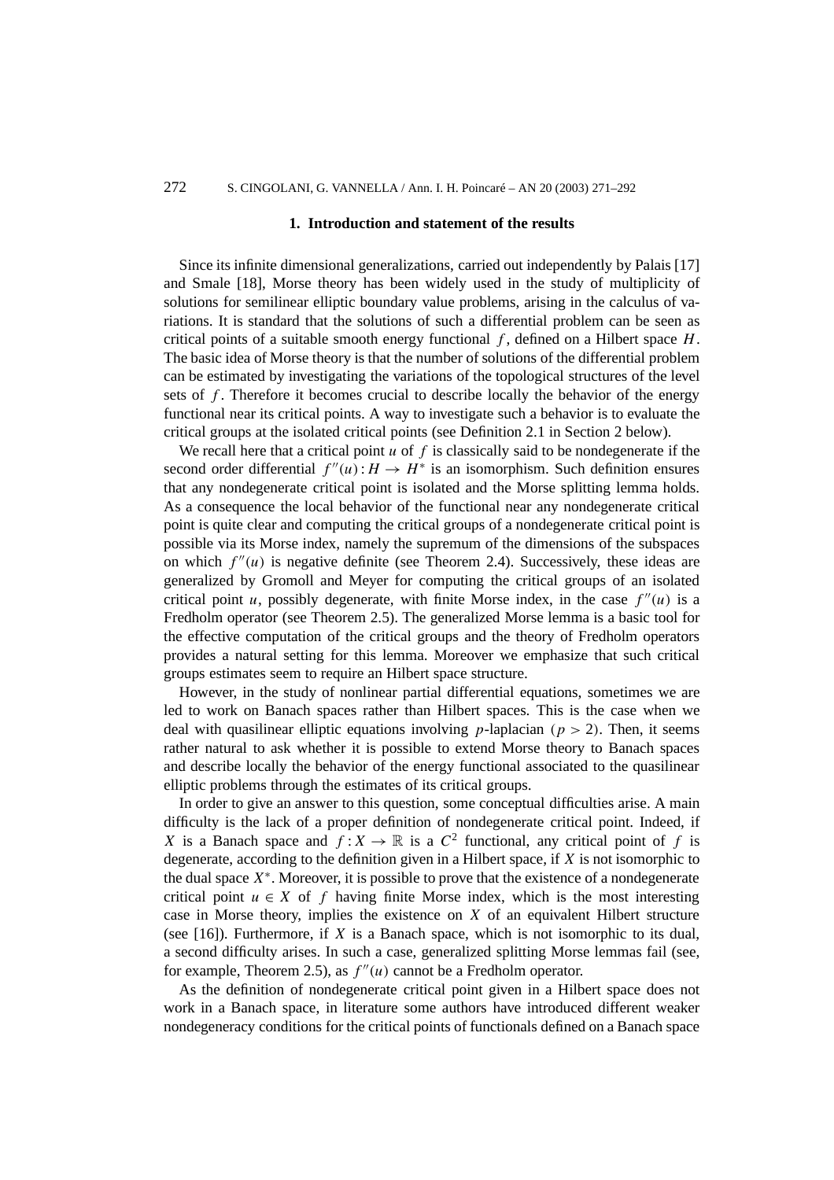## 1. Introduction and statement of the results

Since its infinite dimensional generalizations, carried out independently by Palais [17] and Smale [18], Morse theory has been widely used in the study of multiplicity of solutions for semilinear elliptic boundary value problems, arising in the calculus of variations. It is standard that the solutions of such a differential problem can be seen as critical points of a suitable smooth energy functional $f$, defined on a Hilbert space $H$. The basic idea of Morse theory is that the number of solutions of the differential problem can be estimated by investigating the variations of the topological structures of the level sets of $f$. Therefore it becomes crucial to describe locally the behavior of the energy functional near its critical points. A way to investigate such a behavior is to evaluate the critical groups at the isolated critical points (see Definition 2.1 in Section 2 below).

We recall here that a critical point $u$ of $f$ is classically said to be nondegenerate if the second order differential $f''(u): H \to H^*$ is an isomorphism. Such definition ensures that any nondegenerate critical point is isolated and the Morse splitting lemma holds. As a consequence the local behavior of the functional near any nondegenerate critical point is quite clear and computing the critical groups of a nondegenerate critical point is possible via its Morse index, namely the supremum of the dimensions of the subspaces on which $f''(u)$ is negative definite (see Theorem 2.4). Successively, these ideas are generalized by Gromoll and Meyer for computing the critical groups of an isolated critical point $u$, possibly degenerate, with finite Morse index, in the case $f''(u)$ is a Fredholm operator (see Theorem 2.5). The generalized Morse lemma is a basic tool for the effective computation of the critical groups and the theory of Fredholm operators provides a natural setting for this lemma. Moreover we emphasize that such critical groups estimates seem to require an Hilbert space structure.

However, in the study of nonlinear partial differential equations, sometimes we are led to work on Banach spaces rather than Hilbert spaces. This is the case when we deal with quasilinear elliptic equations involving $p$-laplacian $(p > 2)$. Then, it seems rather natural to ask whether it is possible to extend Morse theory to Banach spaces and describe locally the behavior of the energy functional associated to the quasilinear elliptic problems through the estimates of its critical groups.

In order to give an answer to this question, some conceptual difficulties arise. A main difficulty is the lack of a proper definition of nondegenerate critical point. Indeed, if $X$ is a Banach space and $f: X \to \mathbb{R}$ is a $C^2$ functional, any critical point of $f$ is degenerate, according to the definition given in a Hilbert space, if $X$ is not isomorphic to the dual space $X^*$. Moreover, it is possible to prove that the existence of a nondegenerate critical point $u \in X$ of $f$ having finite Morse index, which is the most interesting case in Morse theory, implies the existence on $X$ of an equivalent Hilbert structure (see [16]). Furthermore, if $X$ is a Banach space, which is not isomorphic to its dual, a second difficulty arises. In such a case, generalized splitting Morse lemmas fail (see, for example, Theorem 2.5), as $f''(u)$ cannot be a Fredholm operator.

As the definition of nondegenerate critical point given in a Hilbert space does not work in a Banach space, in literature some authors have introduced different weaker nondegeneracy conditions for the critical points of functionals defined on a Banach space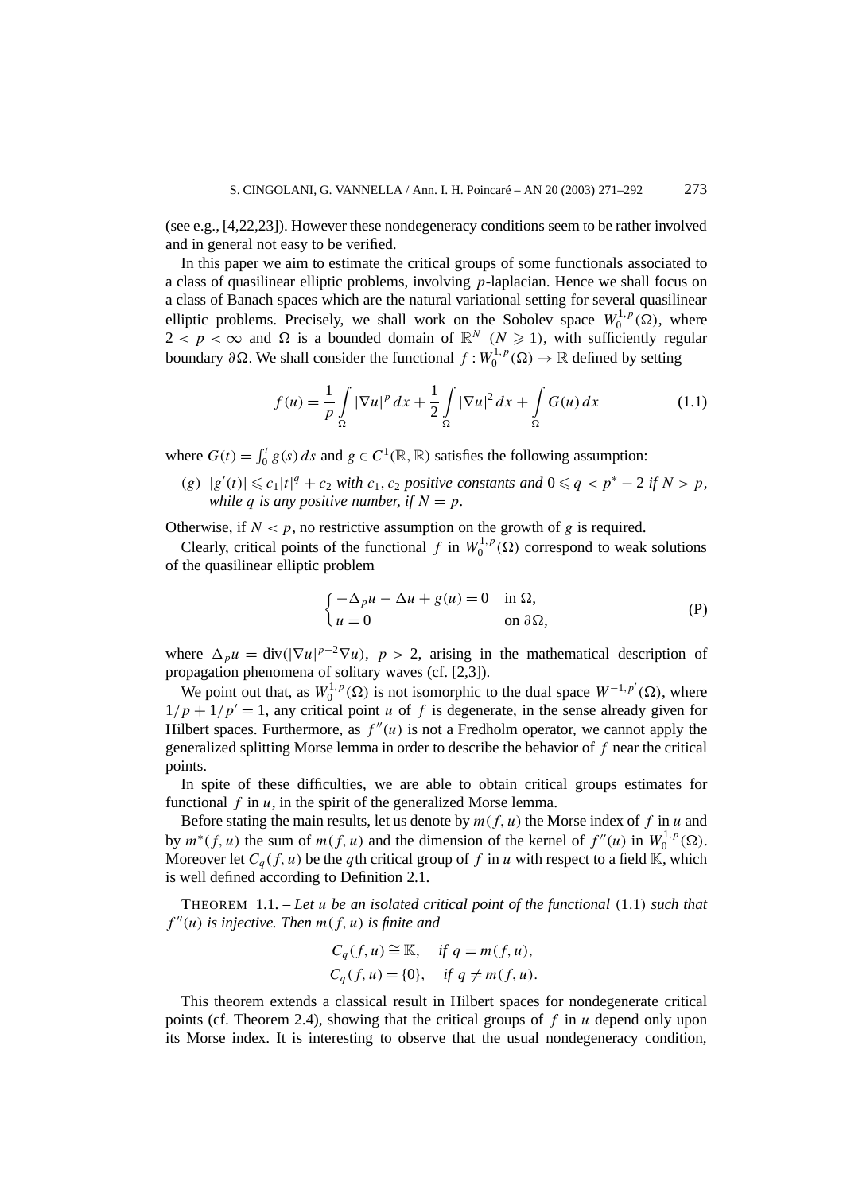(see e.g., [4,22,23]). However these nondegeneracy conditions seem to be rather involved and in general not easy to be verified.

In this paper we aim to estimate the critical groups of some functionals associated to a class of quasilinear elliptic problems, involving $p$-laplacian. Hence we shall focus on a class of Banach spaces which are the natural variational setting for several quasilinear elliptic problems. Precisely, we shall work on the Sobolev space $W_0^{1,p}(\Omega)$, where $2 < p < \infty$ and $\Omega$ is a bounded domain of $\mathbb{R}^N$ ($N \geqslant 1$), with sufficiently regular boundary $\partial\Omega$. We shall consider the functional $f : W_0^{1,p}(\Omega) \to \mathbb{R}$ defined by setting

$$f(u) = \frac{1}{p}\int_\Omega |\nabla u|^p \, dx + \frac{1}{2}\int_\Omega |\nabla u|^2 \, dx + \int_\Omega G(u)\, dx \tag{1.1}$$

where $G(t) = \int_0^t g(s)\, ds$ and $g \in C^1(\mathbb{R}, \mathbb{R})$ satisfies the following assumption:

($g$) $|g'(t)| \leqslant c_1 |t|^q + c_2$ *with* $c_1, c_2$ *positive constants and* $0 \leqslant q < p^* - 2$ *if* $N > p$, *while* $q$ *is any positive number, if* $N = p$.

Otherwise, if $N < p$, no restrictive assumption on the growth of $g$ is required.

Clearly, critical points of the functional $f$ in $W_0^{1,p}(\Omega)$ correspond to weak solutions of the quasilinear elliptic problem

$$\begin{cases} -\Delta_p u - \Delta u + g(u) = 0 & \text{in } \Omega, \\ u = 0 & \text{on } \partial\Omega, \end{cases} \tag{P}$$

where $\Delta_p u = \operatorname{div}(|\nabla u|^{p-2}\nabla u)$, $p > 2$, arising in the mathematical description of propagation phenomena of solitary waves (cf. [2,3]).

We point out that, as $W_0^{1,p}(\Omega)$ is not isomorphic to the dual space $W^{-1,p'}(\Omega)$, where $1/p + 1/p' = 1$, any critical point $u$ of $f$ is degenerate, in the sense already given for Hilbert spaces. Furthermore, as $f''(u)$ is not a Fredholm operator, we cannot apply the generalized splitting Morse lemma in order to describe the behavior of $f$ near the critical points.

In spite of these difficulties, we are able to obtain critical groups estimates for functional $f$ in $u$, in the spirit of the generalized Morse lemma.

Before stating the main results, let us denote by $m(f,u)$ the Morse index of $f$ in $u$ and by $m^*(f,u)$ the sum of $m(f,u)$ and the dimension of the kernel of $f''(u)$ in $W_0^{1,p}(\Omega)$. Moreover let $C_q(f,u)$ be the $q$th critical group of $f$ in $u$ with respect to a field $\mathbb{K}$, which is well defined according to Definition 2.1.

THEOREM 1.1. – *Let $u$ be an isolated critical point of the functional* (1.1) *such that $f''(u)$ is injective. Then $m(f,u)$ is finite and*

$$C_q(f,u) \cong \mathbb{K}, \quad \text{if } q = m(f,u),$$
$$C_q(f,u) = \{0\}, \quad \text{if } q \neq m(f,u).$$

This theorem extends a classical result in Hilbert spaces for nondegenerate critical points (cf. Theorem 2.4), showing that the critical groups of $f$ in $u$ depend only upon its Morse index. It is interesting to observe that the usual nondegeneracy condition,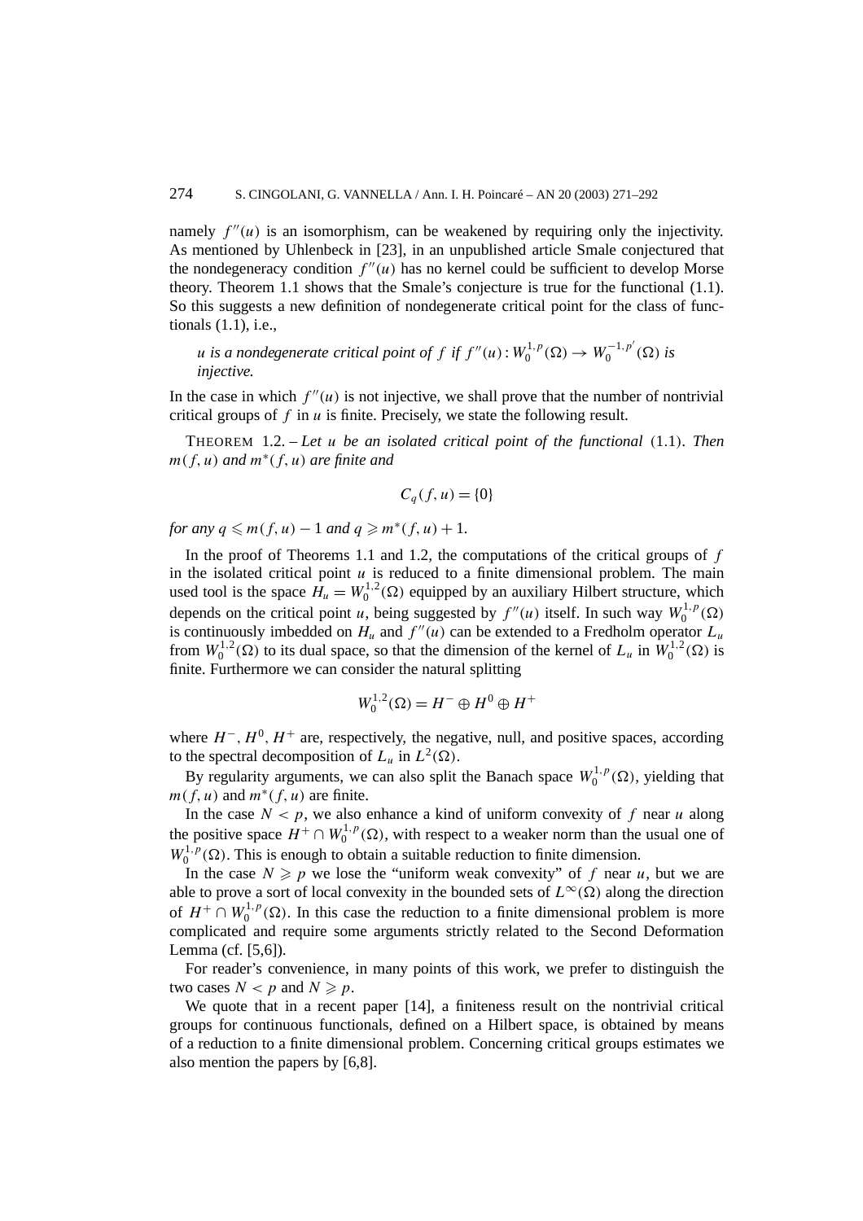namely $f''(u)$ is an isomorphism, can be weakened by requiring only the injectivity. As mentioned by Uhlenbeck in [23], in an unpublished article Smale conjectured that the nondegeneracy condition $f''(u)$ has no kernel could be sufficient to develop Morse theory. Theorem 1.1 shows that the Smale's conjecture is true for the functional (1.1). So this suggests a new definition of nondegenerate critical point for the class of functionals (1.1), i.e.,

*$u$ is a nondegenerate critical point of $f$ if $f''(u) : W_0^{1,p}(\Omega) \to W_0^{-1,p'}(\Omega)$ is injective.*

In the case in which $f''(u)$ is not injective, we shall prove that the number of nontrivial critical groups of $f$ in $u$ is finite. Precisely, we state the following result.

THEOREM 1.2. – *Let $u$ be an isolated critical point of the functional* (1.1). *Then $m(f,u)$ and $m^*(f,u)$ are finite and*

$$C_q(f,u) = \{0\}$$

*for any $q \leqslant m(f,u) - 1$ and $q \geqslant m^*(f,u) + 1$.*

In the proof of Theorems 1.1 and 1.2, the computations of the critical groups of $f$ in the isolated critical point $u$ is reduced to a finite dimensional problem. The main used tool is the space $H_u = W_0^{1,2}(\Omega)$ equipped by an auxiliary Hilbert structure, which depends on the critical point $u$, being suggested by $f''(u)$ itself. In such way $W_0^{1,p}(\Omega)$ is continuously imbedded on $H_u$ and $f''(u)$ can be extended to a Fredholm operator $L_u$ from $W_0^{1,2}(\Omega)$ to its dual space, so that the dimension of the kernel of $L_u$ in $W_0^{1,2}(\Omega)$ is finite. Furthermore we can consider the natural splitting

$$W_0^{1,2}(\Omega) = H^- \oplus H^0 \oplus H^+$$

where $H^-$, $H^0$, $H^+$ are, respectively, the negative, null, and positive spaces, according to the spectral decomposition of $L_u$ in $L^2(\Omega)$.

By regularity arguments, we can also split the Banach space $W_0^{1,p}(\Omega)$, yielding that $m(f,u)$ and $m^*(f,u)$ are finite.

In the case $N < p$, we also enhance a kind of uniform convexity of $f$ near $u$ along the positive space $H^+ \cap W_0^{1,p}(\Omega)$, with respect to a weaker norm than the usual one of $W_0^{1,p}(\Omega)$. This is enough to obtain a suitable reduction to finite dimension.

In the case $N \geqslant p$ we lose the "uniform weak convexity" of $f$ near $u$, but we are able to prove a sort of local convexity in the bounded sets of $L^\infty(\Omega)$ along the direction of $H^+ \cap W_0^{1,p}(\Omega)$. In this case the reduction to a finite dimensional problem is more complicated and require some arguments strictly related to the Second Deformation Lemma (cf. [5,6]).

For reader's convenience, in many points of this work, we prefer to distinguish the two cases $N < p$ and $N \geqslant p$.

We quote that in a recent paper [14], a finiteness result on the nontrivial critical groups for continuous functionals, defined on a Hilbert space, is obtained by means of a reduction to a finite dimensional problem. Concerning critical groups estimates we also mention the papers by [6,8].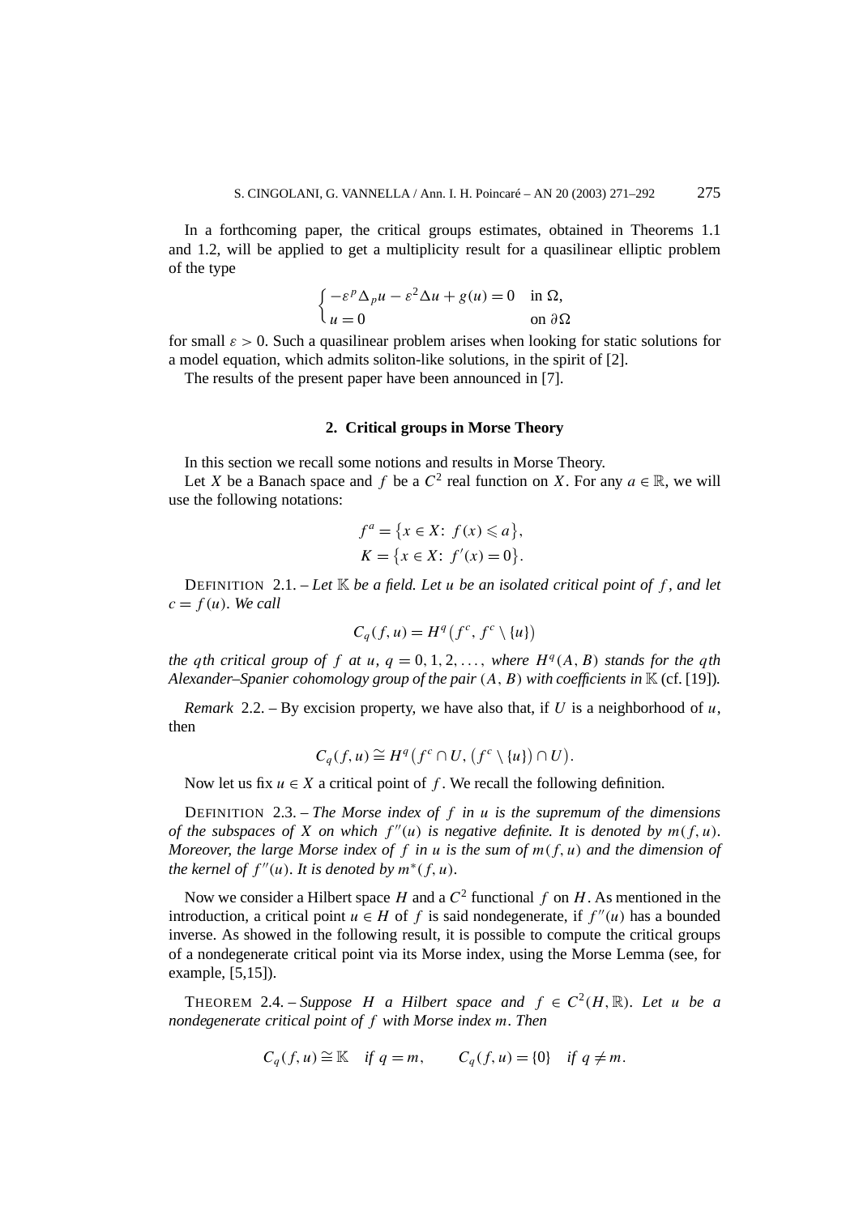In a forthcoming paper, the critical groups estimates, obtained in Theorems 1.1 and 1.2, will be applied to get a multiplicity result for a quasilinear elliptic problem of the type

$$\begin{cases} -\varepsilon^p \Delta_p u - \varepsilon^2 \Delta u + g(u) = 0 & \text{in } \Omega, \\ u = 0 & \text{on } \partial\Omega \end{cases}$$

for small $\varepsilon > 0$. Such a quasilinear problem arises when looking for static solutions for a model equation, which admits soliton-like solutions, in the spirit of [2].

The results of the present paper have been announced in [7].

## 2. Critical groups in Morse Theory

In this section we recall some notions and results in Morse Theory.

Let $X$ be a Banach space and $f$ be a $C^2$ real function on $X$. For any $a \in \mathbb{R}$, we will use the following notations:

$$f^a = \{x \in X\colon\ f(x) \leqslant a\},$$
$$K = \{x \in X\colon\ f'(x) = 0\}.$$

DEFINITION 2.1. – *Let $\mathbb{K}$ be a field. Let $u$ be an isolated critical point of $f$, and let $c = f(u)$. We call*

$$C_q(f,u) = H^q\big(f^c, f^c \setminus \{u\}\big)$$

*the $q$th critical group of $f$ at $u$, $q = 0, 1, 2, \ldots,$ where $H^q(A, B)$ stands for the $q$th Alexander–Spanier cohomology group of the pair $(A, B)$ with coefficients in $\mathbb{K}$* (cf. [19])*.*

*Remark* 2.2. – By excision property, we have also that, if $U$ is a neighborhood of $u$, then

$$C_q(f,u) \cong H^q\big(f^c \cap U, \big(f^c \setminus \{u\}\big) \cap U\big).$$

Now let us fix $u \in X$ a critical point of $f$. We recall the following definition.

DEFINITION 2.3. – *The Morse index of $f$ in $u$ is the supremum of the dimensions of the subspaces of $X$ on which $f''(u)$ is negative definite. It is denoted by $m(f,u)$. Moreover, the large Morse index of $f$ in $u$ is the sum of $m(f,u)$ and the dimension of the kernel of $f''(u)$. It is denoted by $m^*(f,u)$.*

Now we consider a Hilbert space $H$ and a $C^2$ functional $f$ on $H$. As mentioned in the introduction, a critical point $u \in H$ of $f$ is said nondegenerate, if $f''(u)$ has a bounded inverse. As showed in the following result, it is possible to compute the critical groups of a nondegenerate critical point via its Morse index, using the Morse Lemma (see, for example, [5,15]).

THEOREM 2.4. – *Suppose $H$ a Hilbert space and $f \in C^2(H,\mathbb{R})$. Let $u$ be a nondegenerate critical point of $f$ with Morse index $m$. Then*

$$C_q(f,u) \cong \mathbb{K} \quad \text{if } q = m, \qquad C_q(f,u) = \{0\} \quad \text{if } q \neq m.$$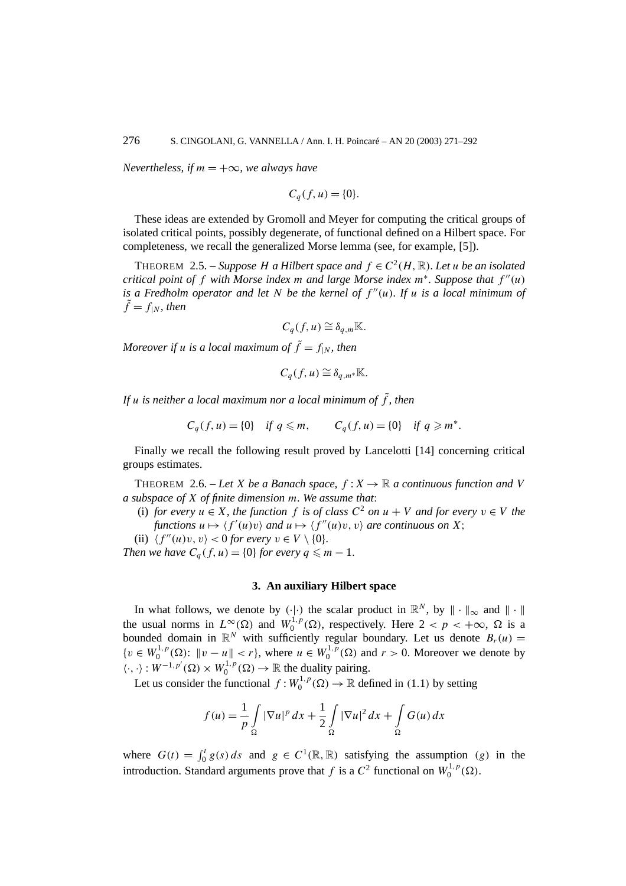*Nevertheless, if $m = +\infty$, we always have*

$$C_q(f, u) = \{0\}.$$

These ideas are extended by Gromoll and Meyer for computing the critical groups of isolated critical points, possibly degenerate, of functional defined on a Hilbert space. For completeness, we recall the generalized Morse lemma (see, for example, [5]).

THEOREM 2.5. – *Suppose $H$ a Hilbert space and $f \in C^2(H, \mathbb{R})$. Let $u$ be an isolated critical point of $f$ with Morse index $m$ and large Morse index $m^*$. Suppose that $f''(u)$ is a Fredholm operator and let $N$ be the kernel of $f''(u)$. If $u$ is a local minimum of $\tilde{f} = f_{|N}$, then*

$$C_q(f, u) \cong \delta_{q,m}\mathbb{K}.$$

*Moreover if $u$ is a local maximum of $\tilde{f} = f_{|N}$, then*

$$C_q(f, u) \cong \delta_{q,m^*}\mathbb{K}.$$

*If $u$ is neither a local maximum nor a local minimum of $\tilde{f}$, then*

$$C_q(f, u) = \{0\} \quad \text{if } q \leqslant m, \qquad C_q(f, u) = \{0\} \quad \text{if } q \geqslant m^*.$$

Finally we recall the following result proved by Lancelotti [14] concerning critical groups estimates.

THEOREM 2.6. – *Let $X$ be a Banach space, $f : X \to \mathbb{R}$ a continuous function and $V$ a subspace of $X$ of finite dimension $m$. We assume that*:

(i) *for every $u \in X$, the function $f$ is of class $C^2$ on $u + V$ and for every $v \in V$ the functions $u \mapsto \langle f'(u)v \rangle$ and $u \mapsto \langle f''(u)v, v \rangle$ are continuous on $X$*;

(ii) *$\langle f''(u)v, v \rangle < 0$ for every $v \in V \setminus \{0\}$.*

*Then we have $C_q(f, u) = \{0\}$ for every $q \leqslant m - 1$.*

## 3. An auxiliary Hilbert space

In what follows, we denote by $(\cdot|\cdot)$ the scalar product in $\mathbb{R}^N$, by $\|\cdot\|_\infty$ and $\|\cdot\|$ the usual norms in $L^\infty(\Omega)$ and $W_0^{1,p}(\Omega)$, respectively. Here $2 < p < +\infty$, $\Omega$ is a bounded domain in $\mathbb{R}^N$ with sufficiently regular boundary. Let us denote $B_r(u) = \{v \in W_0^{1,p}(\Omega)\colon \|v - u\| < r\}$, where $u \in W_0^{1,p}(\Omega)$ and $r > 0$. Moreover we denote by $\langle \cdot, \cdot \rangle : W^{-1,p'}(\Omega) \times W_0^{1,p}(\Omega) \to \mathbb{R}$ the duality pairing.

Let us consider the functional $f : W_0^{1,p}(\Omega) \to \mathbb{R}$ defined in (1.1) by setting

$$f(u) = \frac{1}{p}\int_\Omega |\nabla u|^p \, dx + \frac{1}{2}\int_\Omega |\nabla u|^2 \, dx + \int_\Omega G(u) \, dx$$

where $G(t) = \int_0^t g(s)\, ds$ and $g \in C^1(\mathbb{R}, \mathbb{R})$ satisfying the assumption $(g)$ in the introduction. Standard arguments prove that $f$ is a $C^2$ functional on $W_0^{1,p}(\Omega)$.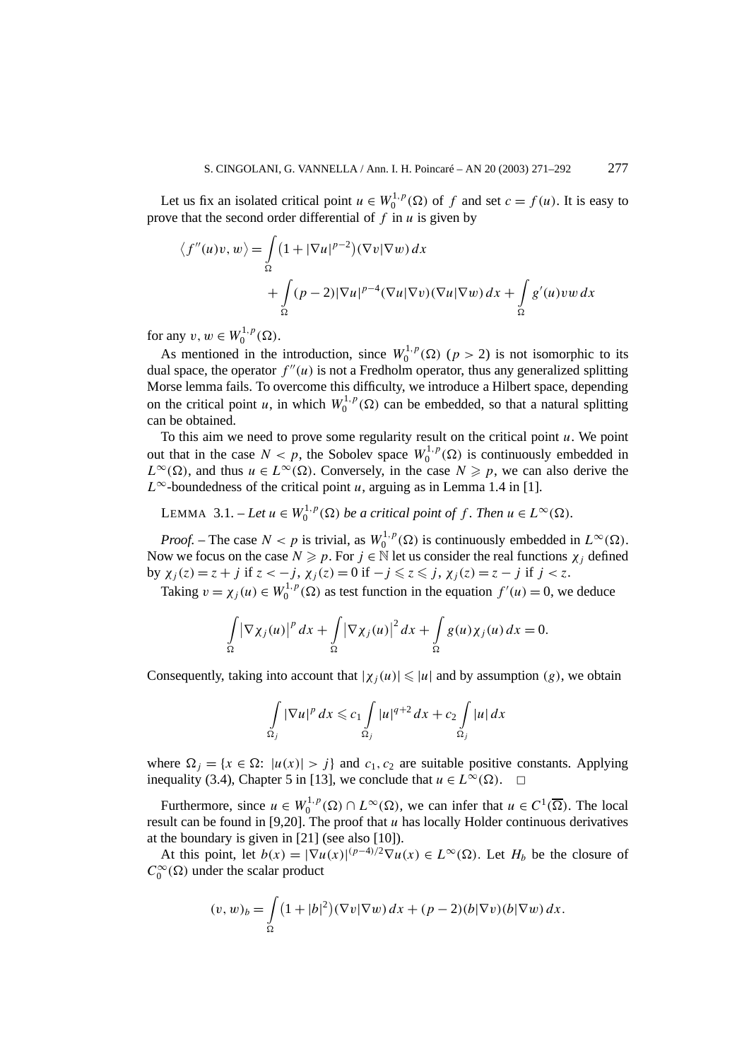Let us fix an isolated critical point $u \in W_0^{1,p}(\Omega)$ of $f$ and set $c = f(u)$. It is easy to prove that the second order differential of $f$ in $u$ is given by

$$\langle f''(u)v, w\rangle = \int_\Omega \left(1 + |\nabla u|^{p-2}\right)(\nabla v|\nabla w)\,dx + \int_\Omega (p-2)|\nabla u|^{p-4}(\nabla u|\nabla v)(\nabla u|\nabla w)\,dx + \int_\Omega g'(u)vw\,dx$$

for any $v, w \in W_0^{1,p}(\Omega)$.

As mentioned in the introduction, since $W_0^{1,p}(\Omega)$ $(p > 2)$ is not isomorphic to its dual space, the operator $f''(u)$ is not a Fredholm operator, thus any generalized splitting Morse lemma fails. To overcome this difficulty, we introduce a Hilbert space, depending on the critical point $u$, in which $W_0^{1,p}(\Omega)$ can be embedded, so that a natural splitting can be obtained.

To this aim we need to prove some regularity result on the critical point $u$. We point out that in the case $N < p$, the Sobolev space $W_0^{1,p}(\Omega)$ is continuously embedded in $L^\infty(\Omega)$, and thus $u \in L^\infty(\Omega)$. Conversely, in the case $N \geqslant p$, we can also derive the $L^\infty$-boundedness of the critical point $u$, arguing as in Lemma 1.4 in [1].

LEMMA 3.1. – *Let $u \in W_0^{1,p}(\Omega)$ be a critical point of $f$. Then $u \in L^\infty(\Omega)$.*

*Proof.* – The case $N < p$ is trivial, as $W_0^{1,p}(\Omega)$ is continuously embedded in $L^\infty(\Omega)$. Now we focus on the case $N \geqslant p$. For $j \in \mathbb{N}$ let us consider the real functions $\chi_j$ defined by $\chi_j(z) = z + j$ if $z < -j$, $\chi_j(z) = 0$ if $-j \leqslant z \leqslant j$, $\chi_j(z) = z - j$ if $j < z$.

Taking $v = \chi_j(u) \in W_0^{1,p}(\Omega)$ as test function in the equation $f'(u) = 0$, we deduce

$$\int_\Omega \left|\nabla \chi_j(u)\right|^p dx + \int_\Omega \left|\nabla \chi_j(u)\right|^2 dx + \int_\Omega g(u)\chi_j(u)\,dx = 0.$$

Consequently, taking into account that $|\chi_j(u)| \leqslant |u|$ and by assumption $(g)$, we obtain

$$\int_{\Omega_j} |\nabla u|^p\,dx \leqslant c_1 \int_{\Omega_j} |u|^{q+2}\,dx + c_2 \int_{\Omega_j} |u|\,dx$$

where $\Omega_j = \{x \in \Omega\colon\ |u(x)| > j\}$ and $c_1, c_2$ are suitable positive constants. Applying inequality (3.4), Chapter 5 in [13], we conclude that $u \in L^\infty(\Omega)$. $\square$

Furthermore, since $u \in W_0^{1,p}(\Omega) \cap L^\infty(\Omega)$, we can infer that $u \in C^1(\overline{\Omega})$. The local result can be found in [9,20]. The proof that $u$ has locally Holder continuous derivatives at the boundary is given in [21] (see also [10]).

At this point, let $b(x) = |\nabla u(x)|^{(p-4)/2}\nabla u(x) \in L^\infty(\Omega)$. Let $H_b$ be the closure of $C_0^\infty(\Omega)$ under the scalar product

$$(v, w)_b = \int_\Omega \left(1 + |b|^2\right)(\nabla v|\nabla w)\,dx + (p-2)(b|\nabla v)(b|\nabla w)\,dx.$$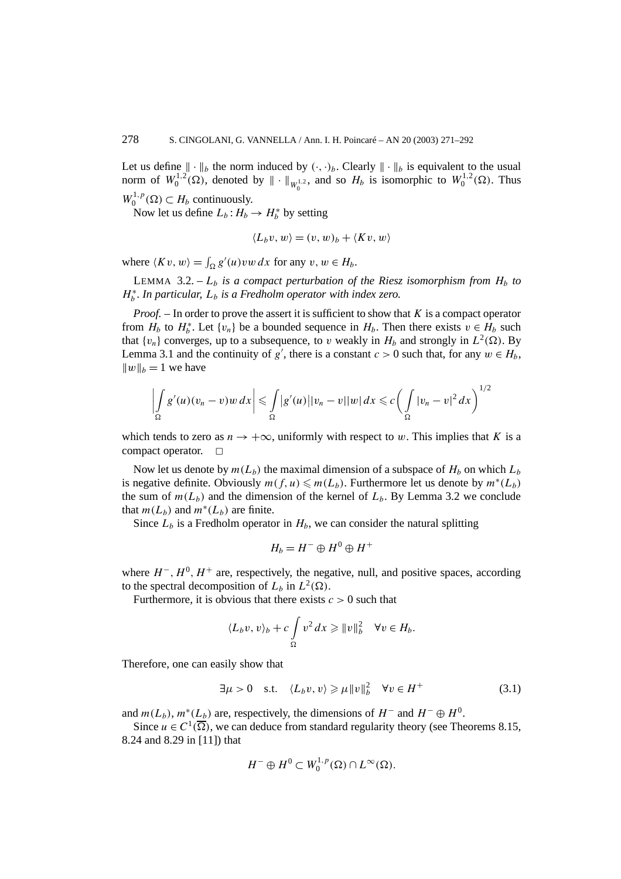Let us define $\| \cdot \|_b$ the norm induced by $(\cdot,\cdot)_b$. Clearly $\| \cdot \|_b$ is equivalent to the usual norm of $W_0^{1,2}(\Omega)$, denoted by $\| \cdot \|_{W_0^{1,2}}$, and so $H_b$ is isomorphic to $W_0^{1,2}(\Omega)$. Thus $W_0^{1,p}(\Omega) \subset H_b$ continuously.

Now let us define $L_b : H_b \to H_b^*$ by setting

$$\langle L_b v, w\rangle = (v, w)_b + \langle K v, w\rangle$$

where $\langle K v, w\rangle = \int_\Omega g'(u) v w \, dx$ for any $v, w \in H_b$.

LEMMA 3.2. – *$L_b$ is a compact perturbation of the Riesz isomorphism from $H_b$ to $H_b^*$. In particular, $L_b$ is a Fredholm operator with index zero.*

*Proof.* – In order to prove the assert it is sufficient to show that $K$ is a compact operator from $H_b$ to $H_b^*$. Let $\{v_n\}$ be a bounded sequence in $H_b$. Then there exists $v \in H_b$ such that $\{v_n\}$ converges, up to a subsequence, to $v$ weakly in $H_b$ and strongly in $L^2(\Omega)$. By Lemma 3.1 and the continuity of $g'$, there is a constant $c > 0$ such that, for any $w \in H_b$, $\|w\|_b = 1$ we have

$$\left| \int_\Omega g'(u)(v_n - v) w \, dx \right| \leqslant \int_\Omega |g'(u)||v_n - v||w| \, dx \leqslant c \left( \int_\Omega |v_n - v|^2 \, dx \right)^{1/2}$$

which tends to zero as $n \to +\infty$, uniformly with respect to $w$. This implies that $K$ is a compact operator. $\square$

Now let us denote by $m(L_b)$ the maximal dimension of a subspace of $H_b$ on which $L_b$ is negative definite. Obviously $m(f, u) \leqslant m(L_b)$. Furthermore let us denote by $m^*(L_b)$ the sum of $m(L_b)$ and the dimension of the kernel of $L_b$. By Lemma 3.2 we conclude that $m(L_b)$ and $m^*(L_b)$ are finite.

Since $L_b$ is a Fredholm operator in $H_b$, we can consider the natural splitting

$$H_b = H^- \oplus H^0 \oplus H^+$$

where $H^-$, $H^0$, $H^+$ are, respectively, the negative, null, and positive spaces, according to the spectral decomposition of $L_b$ in $L^2(\Omega)$.

Furthermore, it is obvious that there exists $c > 0$ such that

$$\langle L_b v, v\rangle_b + c \int_\Omega v^2 \, dx \geqslant \|v\|_b^2 \quad \forall v \in H_b.$$

Therefore, one can easily show that

$$\exists \mu > 0 \quad \text{s.t.} \quad \langle L_b v, v\rangle \geqslant \mu \|v\|_b^2 \quad \forall v \in H^+ \tag{3.1}$$

and $m(L_b)$, $m^*(L_b)$ are, respectively, the dimensions of $H^-$ and $H^- \oplus H^0$.

Since $u \in C^1(\overline{\Omega})$, we can deduce from standard regularity theory (see Theorems 8.15, 8.24 and 8.29 in [11]) that

$$H^- \oplus H^0 \subset W_0^{1,p}(\Omega) \cap L^\infty(\Omega).$$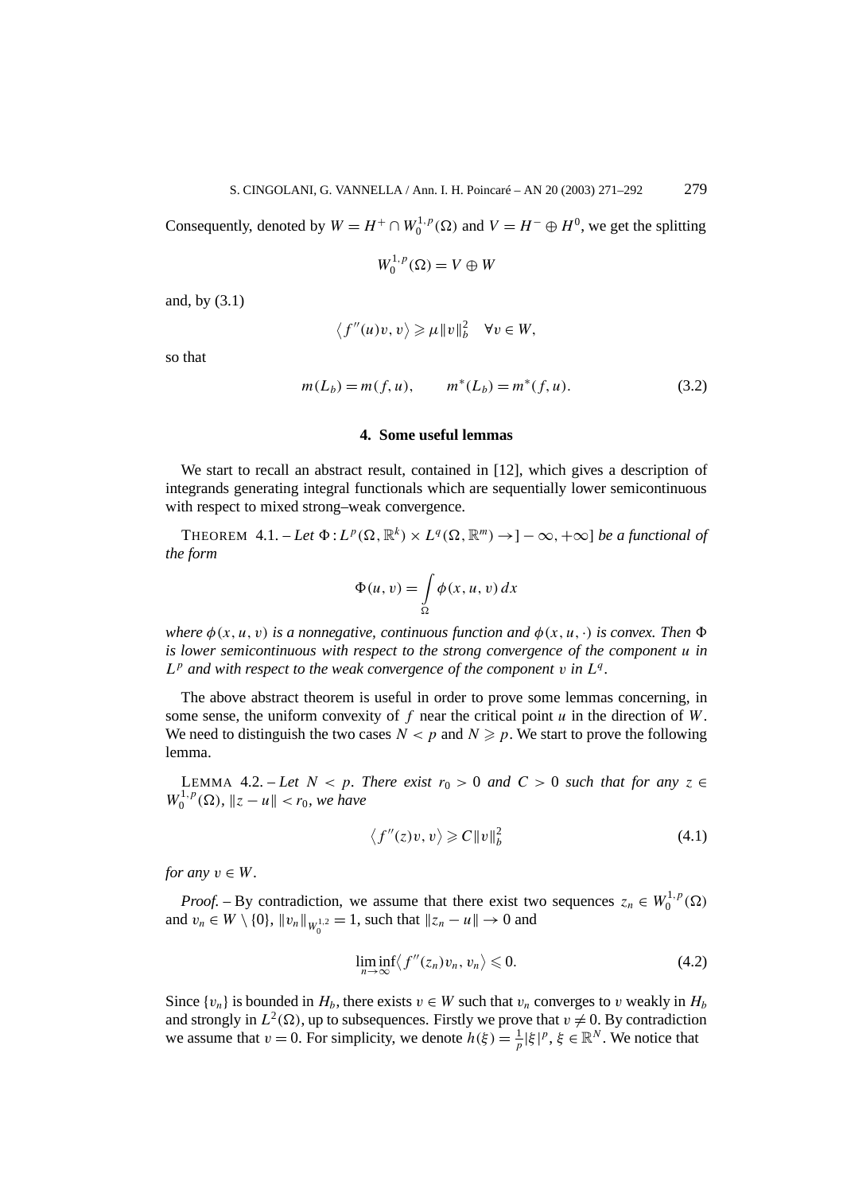Consequently, denoted by $W = H^+ \cap W_0^{1,p}(\Omega)$ and $V = H^- \oplus H^0$, we get the splitting

$$W_0^{1,p}(\Omega) = V \oplus W$$

and, by (3.1)

$$\langle f''(u)v, v\rangle \geqslant \mu \|v\|_b^2 \quad \forall v \in W,$$

so that

$$m(L_b) = m(f, u), \qquad m^*(L_b) = m^*(f, u). \tag{3.2}$$

## 4. Some useful lemmas

We start to recall an abstract result, contained in [12], which gives a description of integrands generating integral functionals which are sequentially lower semicontinuous with respect to mixed strong–weak convergence.

THEOREM 4.1. – *Let $\Phi : L^p(\Omega, \mathbb{R}^k) \times L^q(\Omega, \mathbb{R}^m) \to ]-\infty, +\infty]$ be a functional of the form*

$$\Phi(u, v) = \int_\Omega \phi(x, u, v)\, dx$$

*where $\phi(x, u, v)$ is a nonnegative, continuous function and $\phi(x, u, \cdot)$ is convex. Then $\Phi$ is lower semicontinuous with respect to the strong convergence of the component $u$ in $L^p$ and with respect to the weak convergence of the component $v$ in $L^q$.*

The above abstract theorem is useful in order to prove some lemmas concerning, in some sense, the uniform convexity of $f$ near the critical point $u$ in the direction of $W$. We need to distinguish the two cases $N < p$ and $N \geqslant p$. We start to prove the following lemma.

LEMMA 4.2. – *Let $N < p$. There exist $r_0 > 0$ and $C > 0$ such that for any $z \in W_0^{1,p}(\Omega)$, $\|z - u\| < r_0$, we have*

$$\langle f''(z)v, v\rangle \geqslant C\|v\|_b^2 \tag{4.1}$$

*for any $v \in W$.*

*Proof.* – By contradiction, we assume that there exist two sequences $z_n \in W_0^{1,p}(\Omega)$ and $v_n \in W \setminus \{0\}$, $\|v_n\|_{W_0^{1,2}} = 1$, such that $\|z_n - u\| \to 0$ and

$$\liminf_{n\to\infty} \langle f''(z_n)v_n, v_n\rangle \leqslant 0. \tag{4.2}$$

Since $\{v_n\}$ is bounded in $H_b$, there exists $v \in W$ such that $v_n$ converges to $v$ weakly in $H_b$ and strongly in $L^2(\Omega)$, up to subsequences. Firstly we prove that $v \neq 0$. By contradiction we assume that $v = 0$. For simplicity, we denote $h(\xi) = \frac{1}{p}|\xi|^p$, $\xi \in \mathbb{R}^N$. We notice that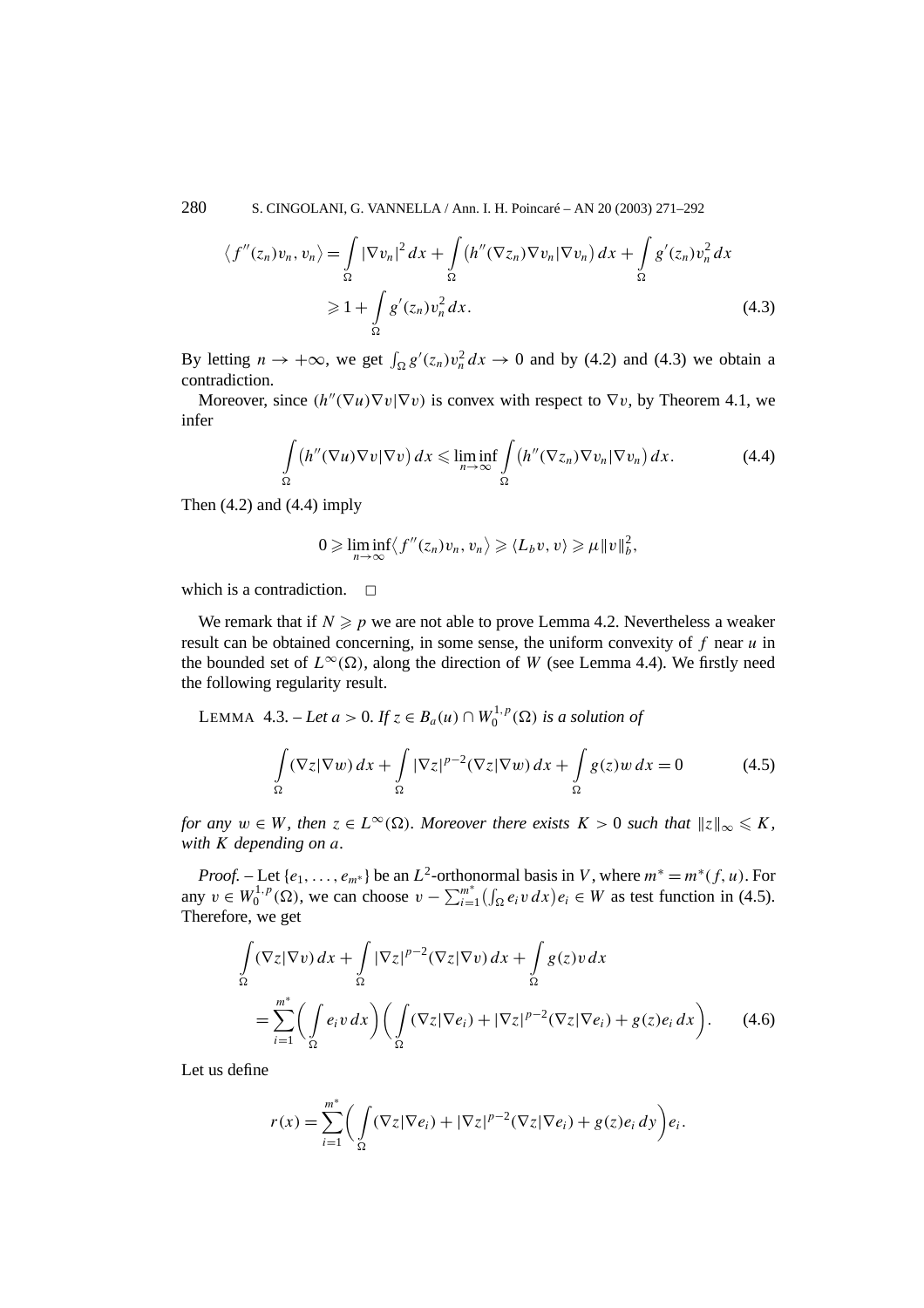$$\langle f''(z_n)v_n, v_n\rangle = \int_\Omega |\nabla v_n|^2\,dx + \int_\Omega \big(h''(\nabla z_n)\nabla v_n|\nabla v_n\big)\,dx + \int_\Omega g'(z_n)v_n^2\,dx$$
$$\geqslant 1 + \int_\Omega g'(z_n)v_n^2\,dx. \tag{4.3}$$

By letting $n \to +\infty$, we get $\int_\Omega g'(z_n)v_n^2\,dx \to 0$ and by (4.2) and (4.3) we obtain a contradiction.

Moreover, since $(h''(\nabla u)\nabla v|\nabla v)$ is convex with respect to $\nabla v$, by Theorem 4.1, we infer

$$\int_\Omega \big(h''(\nabla u)\nabla v|\nabla v\big)\,dx \leqslant \liminf_{n\to\infty} \int_\Omega \big(h''(\nabla z_n)\nabla v_n|\nabla v_n\big)\,dx. \tag{4.4}$$

Then (4.2) and (4.4) imply

$$0 \geqslant \liminf_{n\to\infty}\langle f''(z_n)v_n, v_n\rangle \geqslant \langle L_b v, v\rangle \geqslant \mu\|v\|_b^2,$$

which is a contradiction. $\square$

We remark that if $N \geqslant p$ we are not able to prove Lemma 4.2. Nevertheless a weaker result can be obtained concerning, in some sense, the uniform convexity of $f$ near $u$ in the bounded set of $L^\infty(\Omega)$, along the direction of $W$ (see Lemma 4.4). We firstly need the following regularity result.

LEMMA 4.3. – *Let $a > 0$. If $z \in B_a(u) \cap W_0^{1,p}(\Omega)$ is a solution of*

$$\int_\Omega (\nabla z|\nabla w)\,dx + \int_\Omega |\nabla z|^{p-2}(\nabla z|\nabla w)\,dx + \int_\Omega g(z)w\,dx = 0 \tag{4.5}$$

*for any $w \in W$, then $z \in L^\infty(\Omega)$. Moreover there exists $K > 0$ such that $\|z\|_\infty \leqslant K$, with $K$ depending on $a$.*

*Proof.* – Let $\{e_1, \ldots, e_{m^*}\}$ be an $L^2$-orthonormal basis in $V$, where $m^* = m^*(f, u)$. For any $v \in W_0^{1,p}(\Omega)$, we can choose $v - \sum_{i=1}^{m^*}\big(\int_\Omega e_i v\,dx\big)e_i \in W$ as test function in (4.5). Therefore, we get

$$\int_\Omega (\nabla z|\nabla v)\,dx + \int_\Omega |\nabla z|^{p-2}(\nabla z|\nabla v)\,dx + \int_\Omega g(z)v\,dx$$
$$= \sum_{i=1}^{m^*}\bigg(\int_\Omega e_i v\,dx\bigg)\bigg(\int_\Omega (\nabla z|\nabla e_i) + |\nabla z|^{p-2}(\nabla z|\nabla e_i) + g(z)e_i\,dx\bigg). \tag{4.6}$$

Let us define

$$r(x) = \sum_{i=1}^{m^*}\bigg(\int_\Omega (\nabla z|\nabla e_i) + |\nabla z|^{p-2}(\nabla z|\nabla e_i) + g(z)e_i\,dy\bigg)e_i.$$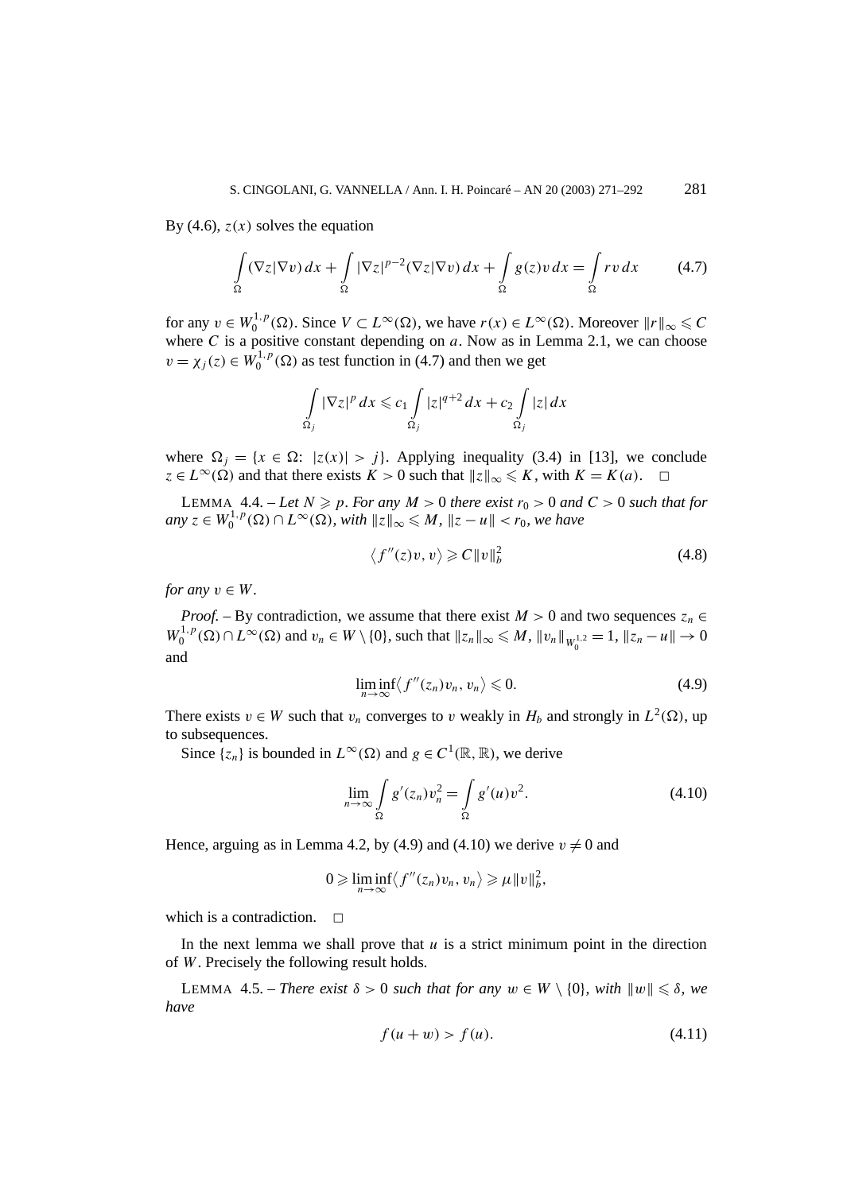By (4.6), $z(x)$ solves the equation

$$\int_\Omega (\nabla z|\nabla v)\,dx + \int_\Omega |\nabla z|^{p-2}(\nabla z|\nabla v)\,dx + \int_\Omega g(z)v\,dx = \int_\Omega rv\,dx \tag{4.7}$$

for any $v \in W_0^{1,p}(\Omega)$. Since $V \subset L^\infty(\Omega)$, we have $r(x) \in L^\infty(\Omega)$. Moreover $\|r\|_\infty \leqslant C$ where $C$ is a positive constant depending on $a$. Now as in Lemma 2.1, we can choose $v = \chi_j(z) \in W_0^{1,p}(\Omega)$ as test function in (4.7) and then we get

$$\int_{\Omega_j} |\nabla z|^p\,dx \leqslant c_1 \int_{\Omega_j} |z|^{q+2}\,dx + c_2 \int_{\Omega_j} |z|\,dx$$

where $\Omega_j = \{x \in \Omega\colon\ |z(x)| > j\}$. Applying inequality (3.4) in [13], we conclude $z \in L^\infty(\Omega)$ and that there exists $K > 0$ such that $\|z\|_\infty \leqslant K$, with $K = K(a)$. $\square$

LEMMA 4.4. – *Let $N \geqslant p$. For any $M > 0$ there exist $r_0 > 0$ and $C > 0$ such that for any $z \in W_0^{1,p}(\Omega) \cap L^\infty(\Omega)$, with $\|z\|_\infty \leqslant M$, $\|z - u\| < r_0$, we have*

$$\langle f''(z)v, v\rangle \geqslant C\|v\|_b^2 \tag{4.8}$$

*for any $v \in W$.*

*Proof.* – By contradiction, we assume that there exist $M > 0$ and two sequences $z_n \in W_0^{1,p}(\Omega) \cap L^\infty(\Omega)$ and $v_n \in W \setminus \{0\}$, such that $\|z_n\|_\infty \leqslant M$, $\|v_n\|_{W_0^{1,2}} = 1$, $\|z_n - u\| \to 0$ and

$$\liminf_{n\to\infty} \langle f''(z_n)v_n, v_n\rangle \leqslant 0. \tag{4.9}$$

There exists $v \in W$ such that $v_n$ converges to $v$ weakly in $H_b$ and strongly in $L^2(\Omega)$, up to subsequences.

Since $\{z_n\}$ is bounded in $L^\infty(\Omega)$ and $g \in C^1(\mathbb{R}, \mathbb{R})$, we derive

$$\lim_{n\to\infty} \int_\Omega g'(z_n)v_n^2 = \int_\Omega g'(u)v^2. \tag{4.10}$$

Hence, arguing as in Lemma 4.2, by (4.9) and (4.10) we derive $v \neq 0$ and

$$0 \geqslant \liminf_{n\to\infty} \langle f''(z_n)v_n, v_n\rangle \geqslant \mu\|v\|_b^2,$$

which is a contradiction. $\square$

In the next lemma we shall prove that $u$ is a strict minimum point in the direction of $W$. Precisely the following result holds.

LEMMA 4.5. – *There exist $\delta > 0$ such that for any $w \in W \setminus \{0\}$, with $\|w\| \leqslant \delta$, we have*

$$f(u + w) > f(u). \tag{4.11}$$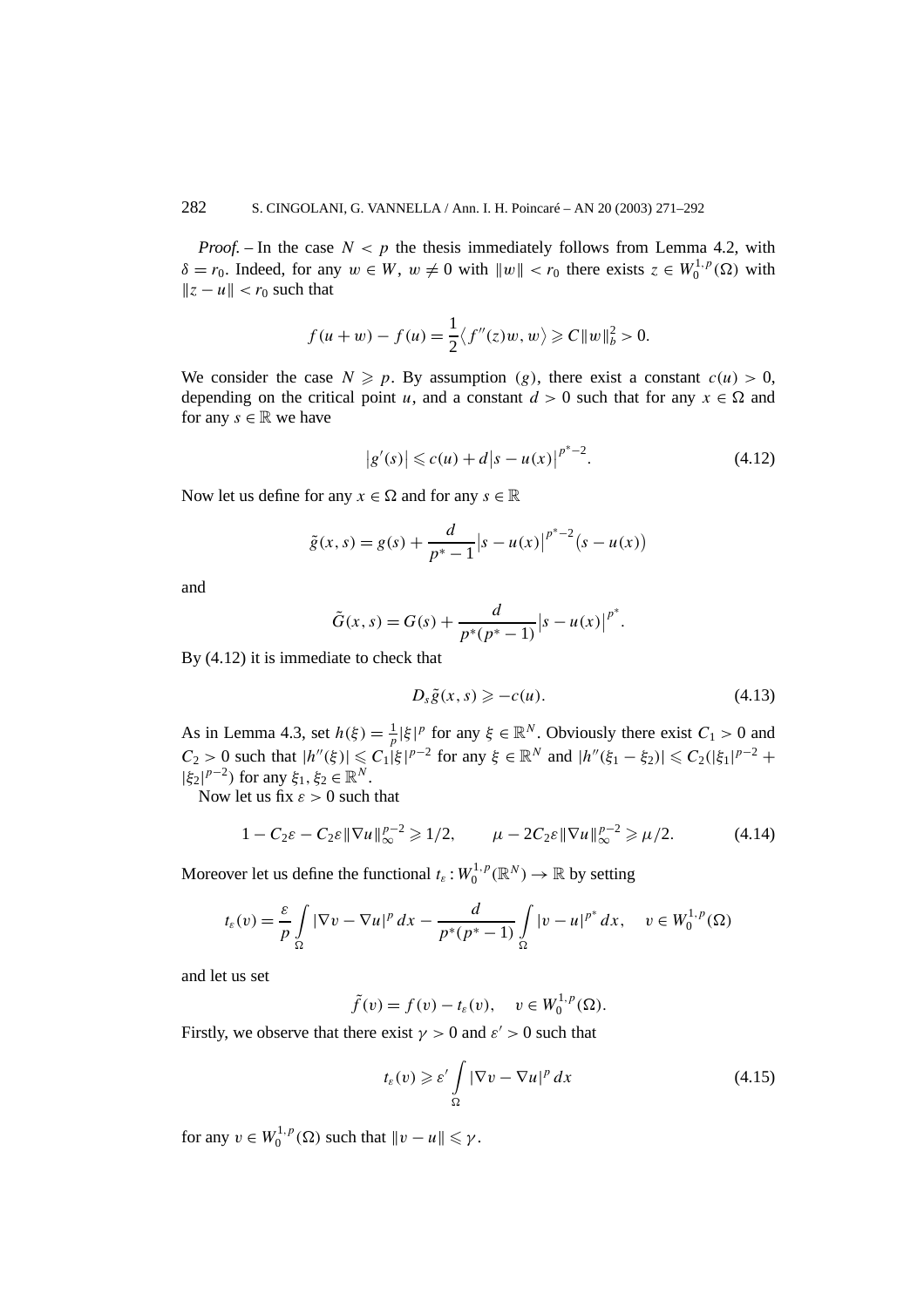*Proof.* – In the case $N < p$ the thesis immediately follows from Lemma 4.2, with $\delta = r_0$. Indeed, for any $w \in W$, $w \neq 0$ with $\|w\| < r_0$ there exists $z \in W_0^{1,p}(\Omega)$ with $\|z - u\| < r_0$ such that

$$f(u+w) - f(u) = \frac{1}{2}\langle f''(z)w, w\rangle \geqslant C\|w\|_b^2 > 0.$$

We consider the case $N \geqslant p$. By assumption $(g)$, there exist a constant $c(u) > 0$, depending on the critical point $u$, and a constant $d > 0$ such that for any $x \in \Omega$ and for any $s \in \mathbb{R}$ we have

$$\left|g'(s)\right| \leqslant c(u) + d\left|s - u(x)\right|^{p^*-2}. \tag{4.12}$$

Now let us define for any $x \in \Omega$ and for any $s \in \mathbb{R}$

$$\tilde{g}(x,s) = g(s) + \frac{d}{p^*-1}\left|s - u(x)\right|^{p^*-2}\left(s - u(x)\right)$$

and

$$\tilde{G}(x,s) = G(s) + \frac{d}{p^*(p^*-1)}\left|s - u(x)\right|^{p^*}.$$

By (4.12) it is immediate to check that

$$D_s\tilde{g}(x,s) \geqslant -c(u). \tag{4.13}$$

As in Lemma 4.3, set $h(\xi) = \frac{1}{p}|\xi|^p$ for any $\xi \in \mathbb{R}^N$. Obviously there exist $C_1 > 0$ and $C_2 > 0$ such that $|h''(\xi)| \leqslant C_1|\xi|^{p-2}$ for any $\xi \in \mathbb{R}^N$ and $|h''(\xi_1 - \xi_2)| \leqslant C_2(|\xi_1|^{p-2} + |\xi_2|^{p-2})$ for any $\xi_1, \xi_2 \in \mathbb{R}^N$.

Now let us fix $\varepsilon > 0$ such that

$$1 - C_2\varepsilon - C_2\varepsilon\|\nabla u\|_\infty^{p-2} \geqslant 1/2, \qquad \mu - 2C_2\varepsilon\|\nabla u\|_\infty^{p-2} \geqslant \mu/2. \tag{4.14}$$

Moreover let us define the functional $t_\varepsilon : W_0^{1,p}(\mathbb{R}^N) \to \mathbb{R}$ by setting

$$t_\varepsilon(v) = \frac{\varepsilon}{p}\int_\Omega |\nabla v - \nabla u|^p\,dx - \frac{d}{p^*(p^*-1)}\int_\Omega |v - u|^{p^*}\,dx, \quad v \in W_0^{1,p}(\Omega)$$

and let us set

$$\tilde{f}(v) = f(v) - t_\varepsilon(v), \quad v \in W_0^{1,p}(\Omega).$$

Firstly, we observe that there exist $\gamma > 0$ and $\varepsilon' > 0$ such that

$$t_\varepsilon(v) \geqslant \varepsilon'\int_\Omega |\nabla v - \nabla u|^p\,dx \tag{4.15}$$

for any $v \in W_0^{1,p}(\Omega)$ such that $\|v - u\| \leqslant \gamma$.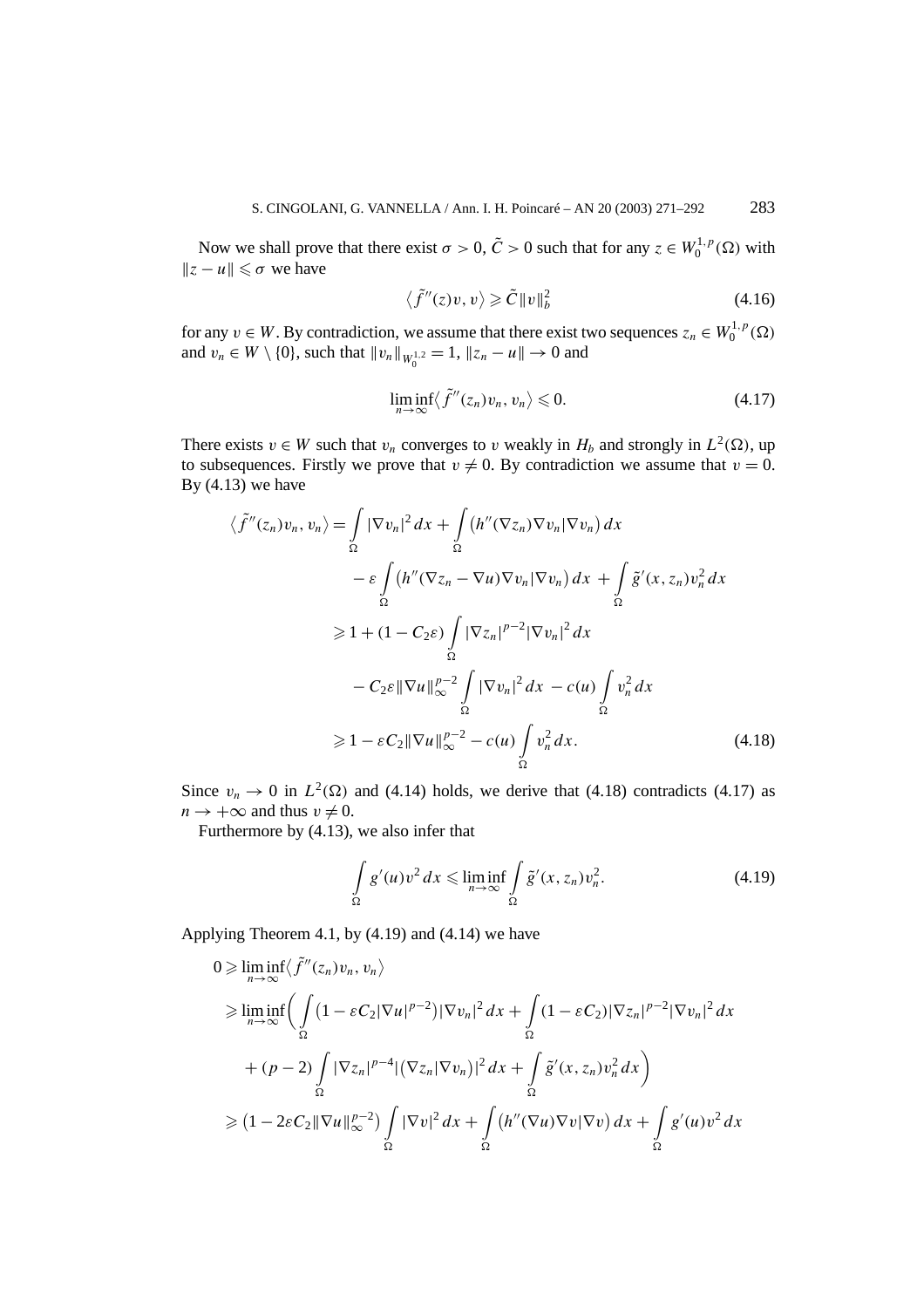Now we shall prove that there exist $\sigma > 0$, $\tilde{C} > 0$ such that for any $z \in W_0^{1,p}(\Omega)$ with $\|z - u\| \leqslant \sigma$ we have

$$\left\langle \tilde{f}''(z)v, v\right\rangle \geqslant \tilde{C}\|v\|_b^2 \tag{4.16}$$

for any $v \in W$. By contradiction, we assume that there exist two sequences $z_n \in W_0^{1,p}(\Omega)$ and $v_n \in W \setminus \{0\}$, such that $\|v_n\|_{W_0^{1,2}} = 1$, $\|z_n - u\| \to 0$ and

$$\liminf_{n\to\infty}\left\langle \tilde{f}''(z_n)v_n, v_n\right\rangle \leqslant 0. \tag{4.17}$$

There exists $v \in W$ such that $v_n$ converges to $v$ weakly in $H_b$ and strongly in $L^2(\Omega)$, up to subsequences. Firstly we prove that $v \neq 0$. By contradiction we assume that $v = 0$. By (4.13) we have

$$\begin{aligned}
\left\langle \tilde{f}''(z_n)v_n, v_n\right\rangle &= \int_\Omega |\nabla v_n|^2\,dx + \int_\Omega \left(h''(\nabla z_n)\nabla v_n|\nabla v_n\right)dx \\
&\quad - \varepsilon \int_\Omega \left(h''(\nabla z_n - \nabla u)\nabla v_n|\nabla v_n\right)dx + \int_\Omega \tilde{g}'(x, z_n)v_n^2\,dx \\
&\geqslant 1 + (1 - C_2\varepsilon)\int_\Omega |\nabla z_n|^{p-2}|\nabla v_n|^2\,dx \\
&\quad - C_2\varepsilon\|\nabla u\|_\infty^{p-2}\int_\Omega |\nabla v_n|^2\,dx - c(u)\int_\Omega v_n^2\,dx \\
&\geqslant 1 - \varepsilon C_2\|\nabla u\|_\infty^{p-2} - c(u)\int_\Omega v_n^2\,dx.
\end{aligned} \tag{4.18}$$

Since $v_n \to 0$ in $L^2(\Omega)$ and (4.14) holds, we derive that (4.18) contradicts (4.17) as $n \to +\infty$ and thus $v \neq 0$.

Furthermore by (4.13), we also infer that

$$\int_\Omega g'(u)v^2\,dx \leqslant \liminf_{n\to\infty}\int_\Omega \tilde{g}'(x, z_n)v_n^2. \tag{4.19}$$

Applying Theorem 4.1, by (4.19) and (4.14) we have

$$\begin{aligned}
0 &\geqslant \liminf_{n\to\infty}\left\langle \tilde{f}''(z_n)v_n, v_n\right\rangle \\
&\geqslant \liminf_{n\to\infty}\bigg(\int_\Omega \left(1 - \varepsilon C_2|\nabla u|^{p-2}\right)|\nabla v_n|^2\,dx + \int_\Omega (1 - \varepsilon C_2)|\nabla z_n|^{p-2}|\nabla v_n|^2\,dx \\
&\quad + (p-2)\int_\Omega |\nabla z_n|^{p-4}\left|\left(\nabla z_n|\nabla v_n\right)\right|^2 dx + \int_\Omega \tilde{g}'(x, z_n)v_n^2\,dx\bigg) \\
&\geqslant \left(1 - 2\varepsilon C_2\|\nabla u\|_\infty^{p-2}\right)\int_\Omega |\nabla v|^2\,dx + \int_\Omega \left(h''(\nabla u)\nabla v|\nabla v\right)dx + \int_\Omega g'(u)v^2\,dx
\end{aligned}$$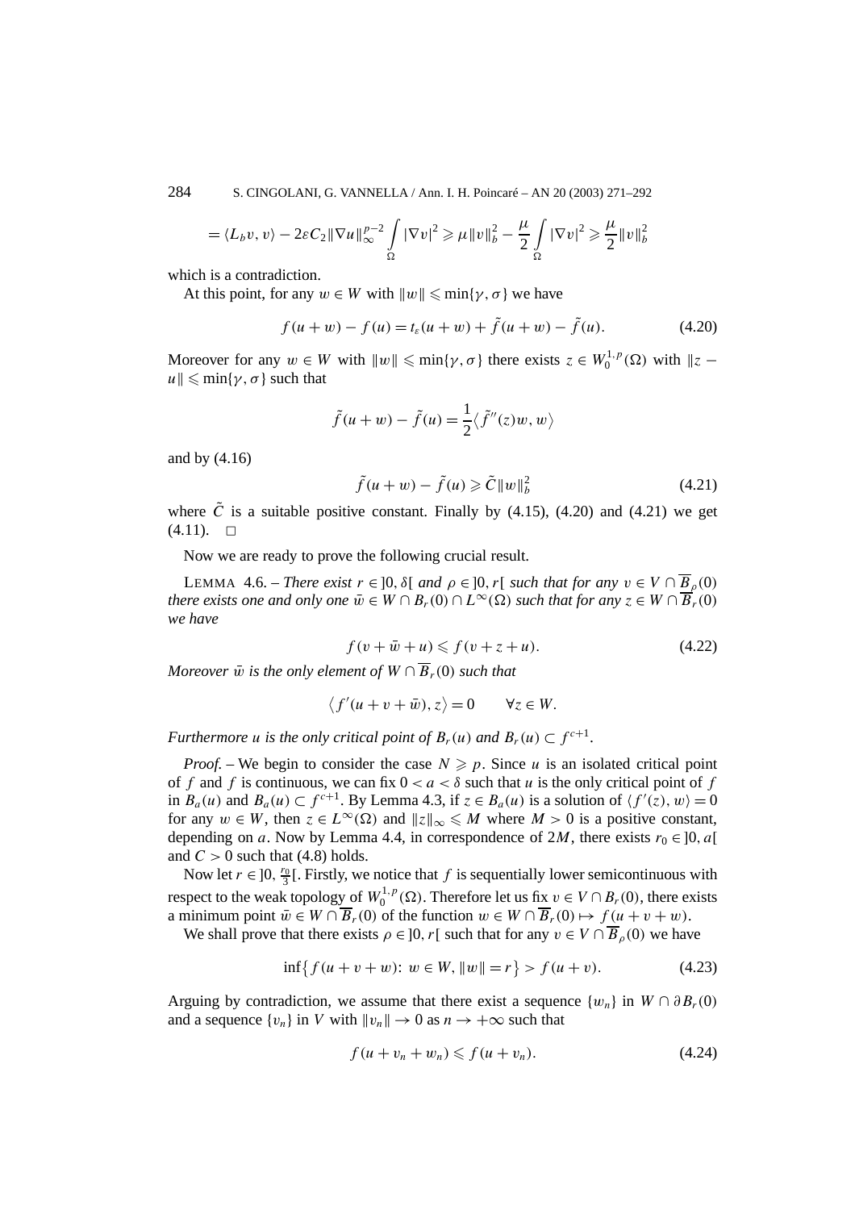$$= \langle L_b v, v\rangle - 2\varepsilon C_2 \|\nabla u\|_\infty^{p-2} \int_\Omega |\nabla v|^2 \geqslant \mu \|v\|_b^2 - \frac{\mu}{2}\int_\Omega |\nabla v|^2 \geqslant \frac{\mu}{2}\|v\|_b^2$$

which is a contradiction.

At this point, for any $w \in W$ with $\|w\| \leqslant \min\{\gamma, \sigma\}$ we have

$$f(u+w) - f(u) = t_\varepsilon(u+w) + \tilde{f}(u+w) - \tilde{f}(u). \tag{4.20}$$

Moreover for any $w \in W$ with $\|w\| \leqslant \min\{\gamma, \sigma\}$ there exists $z \in W_0^{1,p}(\Omega)$ with $\|z - u\| \leqslant \min\{\gamma, \sigma\}$ such that

$$\tilde{f}(u+w) - \tilde{f}(u) = \frac{1}{2}\langle \tilde{f}''(z)w, w\rangle$$

and by (4.16)

$$\tilde{f}(u+w) - \tilde{f}(u) \geqslant \tilde{C}\|w\|_b^2 \tag{4.21}$$

where $\tilde{C}$ is a suitable positive constant. Finally by (4.15), (4.20) and (4.21) we get (4.11). $\square$

Now we are ready to prove the following crucial result.

LEMMA 4.6. – *There exist $r \in ]0, \delta[$ and $\rho \in ]0, r[$ such that for any $v \in V \cap \overline{B}_\rho(0)$ there exists one and only one $\bar{w} \in W \cap B_r(0) \cap L^\infty(\Omega)$ such that for any $z \in W \cap \overline{B}_r(0)$ we have*

$$f(v + \bar{w} + u) \leqslant f(v + z + u). \tag{4.22}$$

*Moreover $\bar{w}$ is the only element of $W \cap \overline{B}_r(0)$ such that*

$$\langle f'(u + v + \bar{w}), z\rangle = 0 \qquad \forall z \in W.$$

*Furthermore $u$ is the only critical point of $B_r(u)$ and $B_r(u) \subset f^{c+1}$.*

*Proof.* – We begin to consider the case $N \geqslant p$. Since $u$ is an isolated critical point of $f$ and $f$ is continuous, we can fix $0 < a < \delta$ such that $u$ is the only critical point of $f$ in $B_a(u)$ and $B_a(u) \subset f^{c+1}$. By Lemma 4.3, if $z \in B_a(u)$ is a solution of $\langle f'(z), w\rangle = 0$ for any $w \in W$, then $z \in L^\infty(\Omega)$ and $\|z\|_\infty \leqslant M$ where $M > 0$ is a positive constant, depending on $a$. Now by Lemma 4.4, in correspondence of $2M$, there exists $r_0 \in ]0, a[$ and $C > 0$ such that (4.8) holds.

Now let $r \in ]0, \frac{r_0}{3}[$. Firstly, we notice that $f$ is sequentially lower semicontinuous with respect to the weak topology of $W_0^{1,p}(\Omega)$. Therefore let us fix $v \in V \cap B_r(0)$, there exists a minimum point $\bar{w} \in W \cap \overline{B}_r(0)$ of the function $w \in W \cap \overline{B}_r(0) \mapsto f(u + v + w)$.

We shall prove that there exists $\rho \in ]0, r[$ such that for any $v \in V \cap \overline{B}_\rho(0)$ we have

$$\inf\{f(u + v + w):\ w \in W, \|w\| = r\} > f(u + v). \tag{4.23}$$

Arguing by contradiction, we assume that there exist a sequence $\{w_n\}$ in $W \cap \partial B_r(0)$ and a sequence $\{v_n\}$ in $V$ with $\|v_n\| \to 0$ as $n \to +\infty$ such that

$$f(u + v_n + w_n) \leqslant f(u + v_n). \tag{4.24}$$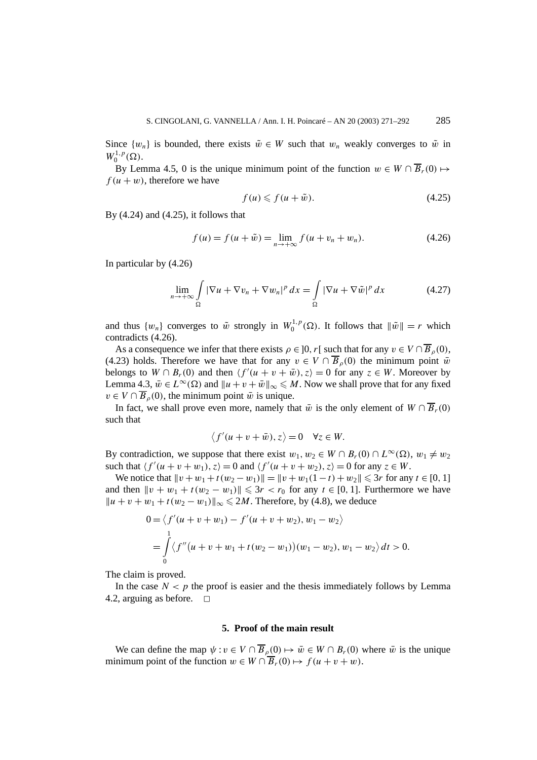Since $\{w_n\}$ is bounded, there exists $\tilde{w} \in W$ such that $w_n$ weakly converges to $\tilde{w}$ in $W_0^{1,p}(\Omega)$.

By Lemma 4.5, 0 is the unique minimum point of the function $w \in W \cap \overline{B}_r(0) \mapsto f(u+w)$, therefore we have

$$f(u) \leqslant f(u+\tilde{w}). \tag{4.25}$$

By (4.24) and (4.25), it follows that

$$f(u) = f(u+\tilde{w}) = \lim_{n \to +\infty} f(u + v_n + w_n). \tag{4.26}$$

In particular by (4.26)

$$\lim_{n \to +\infty} \int_{\Omega} |\nabla u + \nabla v_n + \nabla w_n|^p \, dx = \int_{\Omega} |\nabla u + \nabla \tilde{w}|^p \, dx \tag{4.27}$$

and thus $\{w_n\}$ converges to $\tilde{w}$ strongly in $W_0^{1,p}(\Omega)$. It follows that $\|\tilde{w}\| = r$ which contradicts (4.26).

As a consequence we infer that there exists $\rho \in ]0, r[$ such that for any $v \in V \cap \overline{B}_\rho(0)$, (4.23) holds. Therefore we have that for any $v \in V \cap \overline{B}_\rho(0)$ the minimum point $\bar{w}$ belongs to $W \cap B_r(0)$ and then $\langle f'(u+v+\bar{w}), z\rangle = 0$ for any $z \in W$. Moreover by Lemma 4.3, $\bar{w} \in L^\infty(\Omega)$ and $\|u + v + \bar{w}\|_\infty \leqslant M$. Now we shall prove that for any fixed $v \in V \cap \overline{B}_\rho(0)$, the minimum point $\bar{w}$ is unique.

In fact, we shall prove even more, namely that $\bar{w}$ is the only element of $W \cap \overline{B}_r(0)$ such that

$$\langle f'(u+v+\bar{w}), z \rangle = 0 \quad \forall z \in W.$$

By contradiction, we suppose that there exist $w_1, w_2 \in W \cap B_r(0) \cap L^\infty(\Omega)$, $w_1 \neq w_2$ such that $\langle f'(u+v+w_1), z\rangle = 0$ and $\langle f'(u+v+w_2), z\rangle = 0$ for any $z \in W$.

We notice that $\|v + w_1 + t(w_2 - w_1)\| = \|v + w_1(1-t) + w_2\| \leqslant 3r$ for any $t \in [0,1]$ and then $\|v + w_1 + t(w_2 - w_1)\| \leqslant 3r < r_0$ for any $t \in [0,1]$. Furthermore we have $\|u + v + w_1 + t(w_2 - w_1)\|_\infty \leqslant 2M$. Therefore, by (4.8), we deduce

$$\begin{aligned}
0 &= \langle f'(u+v+w_1) - f'(u+v+w_2), w_1 - w_2 \rangle \\
&= \int_0^1 \langle f''\big(u + v + w_1 + t(w_2 - w_1)\big)(w_1 - w_2), w_1 - w_2 \rangle \, dt > 0.
\end{aligned}$$

The claim is proved.

In the case $N < p$ the proof is easier and the thesis immediately follows by Lemma 4.2, arguing as before. $\square$

## 5. Proof of the main result

We can define the map $\psi : v \in V \cap \overline{B}_\rho(0) \mapsto \bar{w} \in W \cap B_r(0)$ where $\bar{w}$ is the unique minimum point of the function $w \in W \cap \overline{B}_r(0) \mapsto f(u+v+w)$.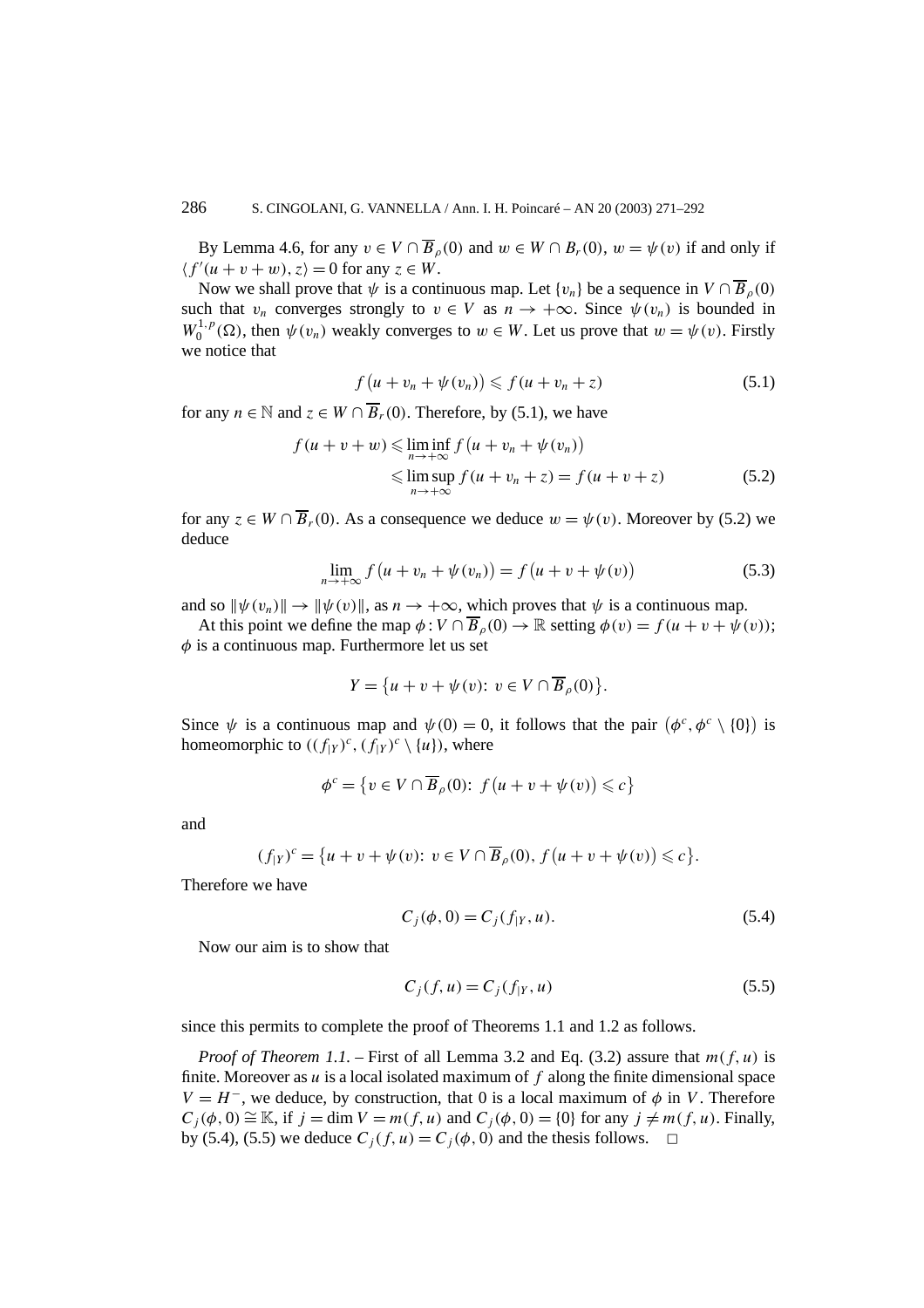By Lemma 4.6, for any $v \in V \cap \overline{B}_\rho(0)$ and $w \in W \cap B_r(0)$, $w = \psi(v)$ if and only if $\langle f'(u+v+w), z\rangle = 0$ for any $z \in W$.

Now we shall prove that $\psi$ is a continuous map. Let $\{v_n\}$ be a sequence in $V \cap \overline{B}_\rho(0)$ such that $v_n$ converges strongly to $v \in V$ as $n \to +\infty$. Since $\psi(v_n)$ is bounded in $W_0^{1,p}(\Omega)$, then $\psi(v_n)$ weakly converges to $w \in W$. Let us prove that $w = \psi(v)$. Firstly we notice that

$$f\big(u + v_n + \psi(v_n)\big) \leqslant f(u + v_n + z) \tag{5.1}$$

for any $n \in \mathbb{N}$ and $z \in W \cap \overline{B}_r(0)$. Therefore, by (5.1), we have

$$\begin{aligned} f(u+v+w) &\leqslant \liminf_{n\to+\infty} f\big(u + v_n + \psi(v_n)\big) \\ &\leqslant \limsup_{n\to+\infty} f(u+v_n+z) = f(u+v+z) \end{aligned} \tag{5.2}$$

for any $z \in W \cap \overline{B}_r(0)$. As a consequence we deduce $w = \psi(v)$. Moreover by (5.2) we deduce

$$\lim_{n\to+\infty} f\big(u + v_n + \psi(v_n)\big) = f\big(u + v + \psi(v)\big) \tag{5.3}$$

and so $\|\psi(v_n)\| \to \|\psi(v)\|$, as $n \to +\infty$, which proves that $\psi$ is a continuous map.

At this point we define the map $\phi : V \cap \overline{B}_\rho(0) \to \mathbb{R}$ setting $\phi(v) = f(u + v + \psi(v))$; $\phi$ is a continuous map. Furthermore let us set

$$Y = \big\{u + v + \psi(v) \colon v \in V \cap \overline{B}_\rho(0)\big\}.$$

Since $\psi$ is a continuous map and $\psi(0) = 0$, it follows that the pair $\big(\phi^c, \phi^c \setminus \{0\}\big)$ is homeomorphic to $((f_{|Y})^c, (f_{|Y})^c \setminus \{u\})$, where

$$\phi^c = \big\{v \in V \cap \overline{B}_\rho(0) \colon f\big(u + v + \psi(v)\big) \leqslant c\big\}$$

and

$$(f_{|Y})^c = \big\{u + v + \psi(v) \colon v \in V \cap \overline{B}_\rho(0),\ f\big(u + v + \psi(v)\big) \leqslant c\big\}.$$

Therefore we have

$$C_j(\phi, 0) = C_j(f_{|Y}, u). \tag{5.4}$$

Now our aim is to show that

$$C_j(f, u) = C_j(f_{|Y}, u) \tag{5.5}$$

since this permits to complete the proof of Theorems 1.1 and 1.2 as follows.

*Proof of Theorem 1.1.* – First of all Lemma 3.2 and Eq. (3.2) assure that $m(f, u)$ is finite. Moreover as $u$ is a local isolated maximum of $f$ along the finite dimensional space $V = H^-$, we deduce, by construction, that 0 is a local maximum of $\phi$ in $V$. Therefore $C_j(\phi, 0) \cong \mathbb{K}$, if $j = \dim V = m(f, u)$ and $C_j(\phi, 0) = \{0\}$ for any $j \neq m(f, u)$. Finally, by (5.4), (5.5) we deduce $C_j(f, u) = C_j(\phi, 0)$ and the thesis follows. $\square$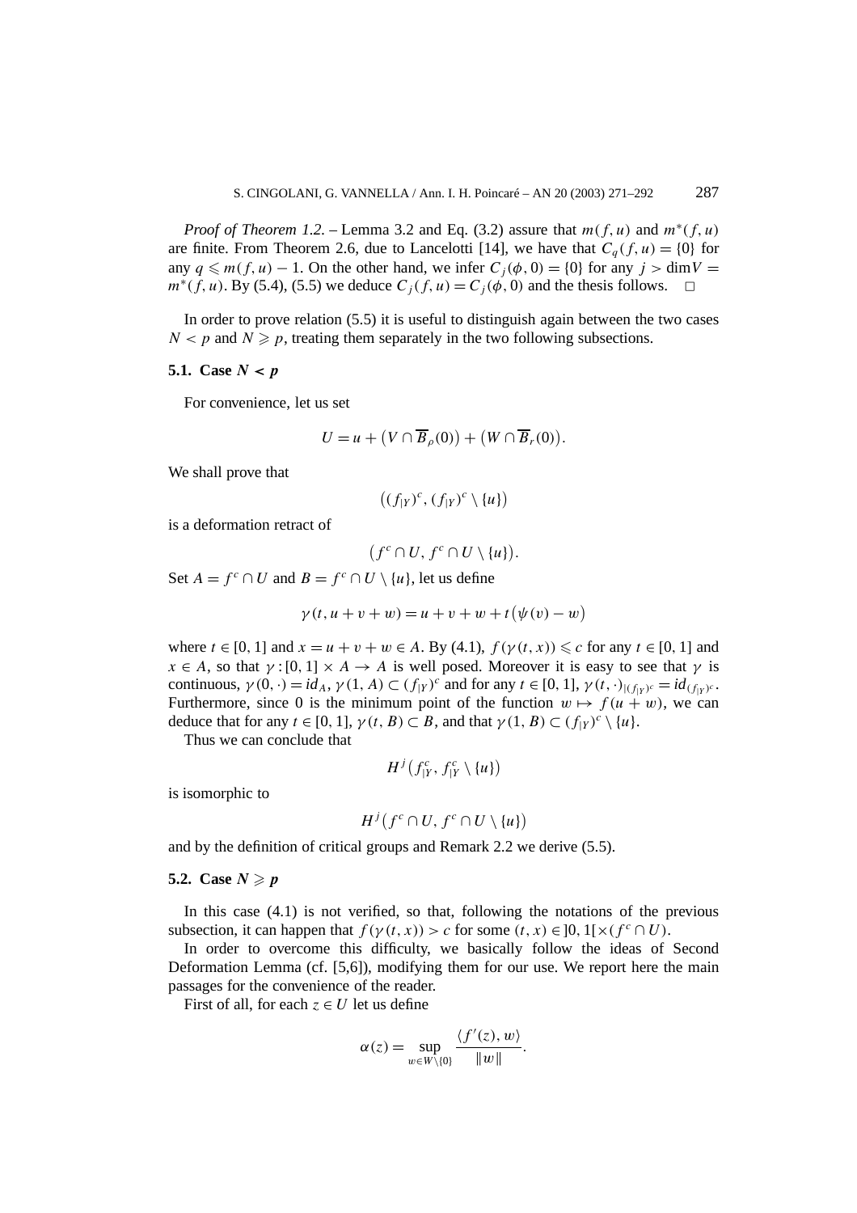*Proof of Theorem 1.2.* – Lemma 3.2 and Eq. (3.2) assure that $m(f,u)$ and $m^*(f,u)$ are finite. From Theorem 2.6, due to Lancelotti [14], we have that $C_q(f,u) = \{0\}$ for any $q \leqslant m(f,u) - 1$. On the other hand, we infer $C_j(\phi, 0) = \{0\}$ for any $j > \dim V = m^*(f,u)$. By (5.4), (5.5) we deduce $C_j(f,u) = C_j(\phi,0)$ and the thesis follows. □

In order to prove relation (5.5) it is useful to distinguish again between the two cases $N < p$ and $N \geqslant p$, treating them separately in the two following subsections.

### 5.1. Case $N < p$

For convenience, let us set

$$U = u + \big(V \cap \overline{B}_\rho(0)\big) + \big(W \cap \overline{B}_r(0)\big).$$

We shall prove that

$$\big((f_{|Y})^c, (f_{|Y})^c \setminus \{u\}\big)$$

is a deformation retract of

$$\big(f^c \cap U, f^c \cap U \setminus \{u\}\big).$$

Set $A = f^c \cap U$ and $B = f^c \cap U \setminus \{u\}$, let us define

$$\gamma(t, u + v + w) = u + v + w + t\big(\psi(v) - w\big)$$

where $t \in [0,1]$ and $x = u + v + w \in A$. By (4.1), $f(\gamma(t,x)) \leqslant c$ for any $t \in [0,1]$ and $x \in A$, so that $\gamma : [0,1] \times A \to A$ is well posed. Moreover it is easy to see that $\gamma$ is continuous, $\gamma(0,\cdot) = id_A$, $\gamma(1,A) \subset (f_{|Y})^c$ and for any $t \in [0,1]$, $\gamma(t,\cdot)_{|(f_{|Y})^c} = id_{(f_{|Y})^c}$. Furthermore, since 0 is the minimum point of the function $w \mapsto f(u+w)$, we can deduce that for any $t \in [0,1]$, $\gamma(t,B) \subset B$, and that $\gamma(1,B) \subset (f_{|Y})^c \setminus \{u\}$.

Thus we can conclude that

$$H^j\big(f^c_{|Y}, f^c_{|Y} \setminus \{u\}\big)$$

is isomorphic to

$$H^j\big(f^c \cap U, f^c \cap U \setminus \{u\}\big)$$

and by the definition of critical groups and Remark 2.2 we derive (5.5).

### 5.2. Case $N \geqslant p$

In this case (4.1) is not verified, so that, following the notations of the previous subsection, it can happen that $f(\gamma(t,x)) > c$ for some $(t,x) \in ]0,1[ \times (f^c \cap U)$.

In order to overcome this difficulty, we basically follow the ideas of Second Deformation Lemma (cf. [5,6]), modifying them for our use. We report here the main passages for the convenience of the reader.

First of all, for each $z \in U$ let us define

$$\alpha(z) = \sup_{w \in W \setminus \{0\}} \frac{\langle f'(z), w\rangle}{\|w\|}.$$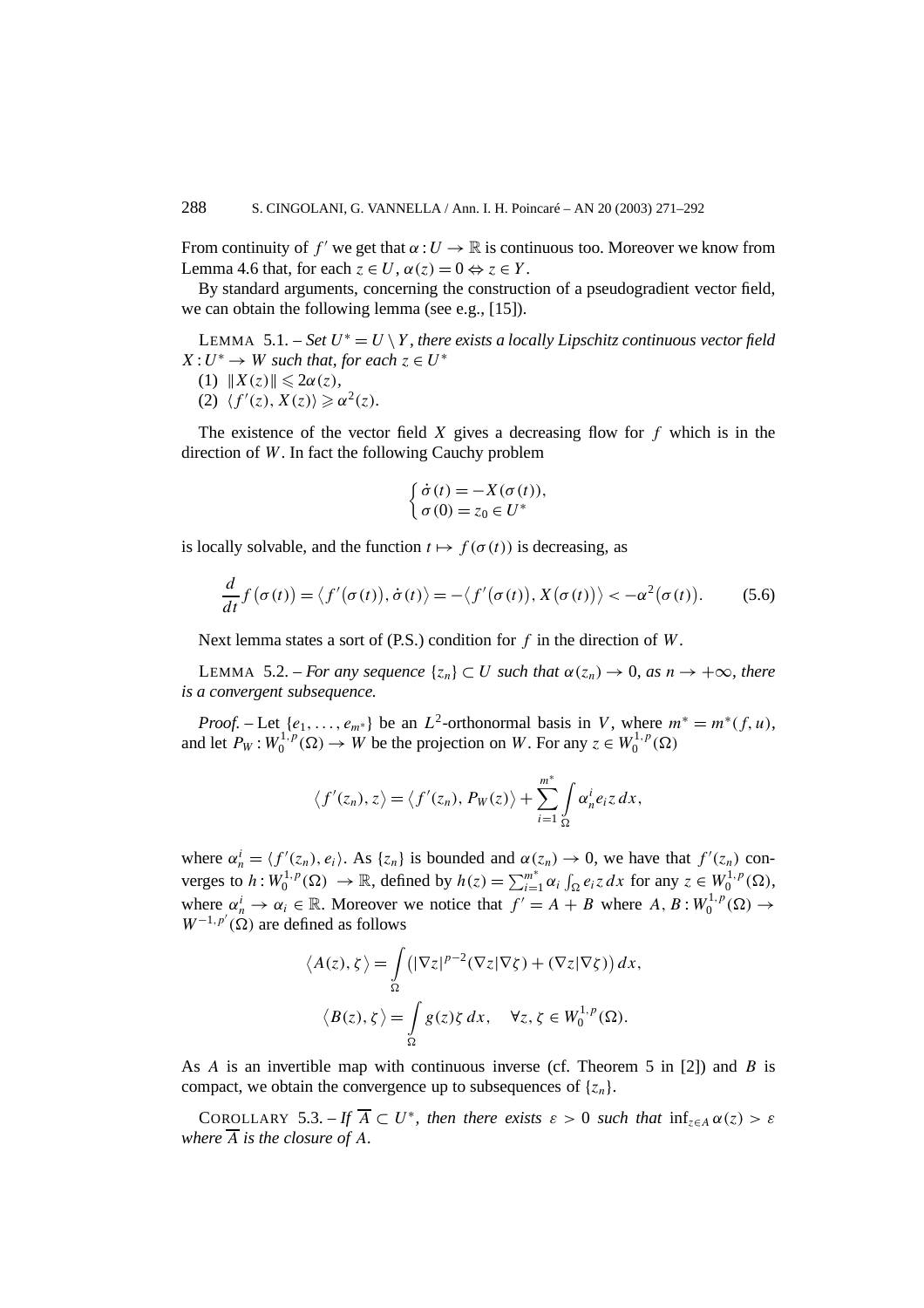From continuity of $f'$ we get that $\alpha : U \to \mathbb{R}$ is continuous too. Moreover we know from Lemma 4.6 that, for each $z \in U$, $\alpha(z) = 0 \Leftrightarrow z \in Y$.

By standard arguments, concerning the construction of a pseudogradient vector field, we can obtain the following lemma (see e.g., [15]).

LEMMA 5.1. – *Set $U^* = U \setminus Y$, there exists a locally Lipschitz continuous vector field $X : U^* \to W$ such that, for each $z \in U^*$*

(1) $\|X(z)\| \leqslant 2\alpha(z)$,
(2) $\langle f'(z), X(z)\rangle \geqslant \alpha^2(z)$.

The existence of the vector field $X$ gives a decreasing flow for $f$ which is in the direction of $W$. In fact the following Cauchy problem

$$\begin{cases} \dot{\sigma}(t) = -X(\sigma(t)), \\ \sigma(0) = z_0 \in U^* \end{cases}$$

is locally solvable, and the function $t \mapsto f(\sigma(t))$ is decreasing, as

$$\frac{d}{dt} f\big(\sigma(t)\big) = \big\langle f'\big(\sigma(t)\big), \dot{\sigma}(t)\big\rangle = -\big\langle f'\big(\sigma(t)\big), X\big(\sigma(t)\big)\big\rangle < -\alpha^2\big(\sigma(t)\big). \tag{5.6}$$

Next lemma states a sort of (P.S.) condition for $f$ in the direction of $W$.

LEMMA 5.2. – *For any sequence $\{z_n\} \subset U$ such that $\alpha(z_n) \to 0$, as $n \to +\infty$, there is a convergent subsequence.*

*Proof.* – Let $\{e_1, \ldots, e_{m^*}\}$ be an $L^2$-orthonormal basis in $V$, where $m^* = m^*(f, u)$, and let $P_W : W_0^{1,p}(\Omega) \to W$ be the projection on $W$. For any $z \in W_0^{1,p}(\Omega)$

$$\big\langle f'(z_n), z\big\rangle = \big\langle f'(z_n), P_W(z)\big\rangle + \sum_{i=1}^{m^*} \int_\Omega \alpha_n^i e_i z\, dx,$$

where $\alpha_n^i = \langle f'(z_n), e_i\rangle$. As $\{z_n\}$ is bounded and $\alpha(z_n) \to 0$, we have that $f'(z_n)$ converges to $h : W_0^{1,p}(\Omega) \to \mathbb{R}$, defined by $h(z) = \sum_{i=1}^{m^*} \alpha_i \int_\Omega e_i z\, dx$ for any $z \in W_0^{1,p}(\Omega)$, where $\alpha_n^i \to \alpha_i \in \mathbb{R}$. Moreover we notice that $f' = A + B$ where $A, B : W_0^{1,p}(\Omega) \to W^{-1,p'}(\Omega)$ are defined as follows

$$\big\langle A(z), \zeta\big\rangle = \int_\Omega \big(|\nabla z|^{p-2}(\nabla z|\nabla \zeta) + (\nabla z|\nabla \zeta)\big)\, dx,$$

$$\big\langle B(z), \zeta\big\rangle = \int_\Omega g(z)\zeta\, dx, \quad \forall z, \zeta \in W_0^{1,p}(\Omega).$$

As $A$ is an invertible map with continuous inverse (cf. Theorem 5 in [2]) and $B$ is compact, we obtain the convergence up to subsequences of $\{z_n\}$.

COROLLARY 5.3. – *If $\overline{A} \subset U^*$, then there exists $\varepsilon > 0$ such that $\inf_{z \in A} \alpha(z) > \varepsilon$ where $\overline{A}$ is the closure of $A$.*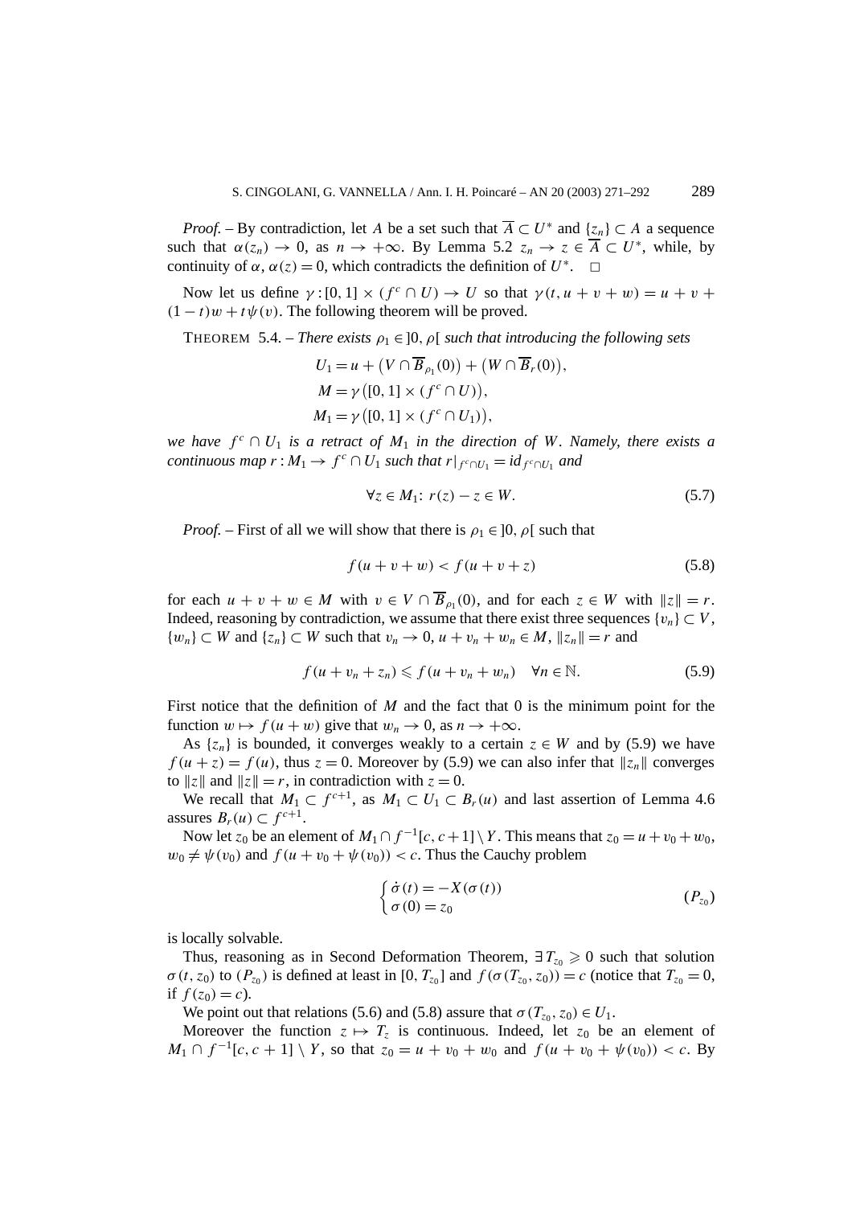*Proof.* – By contradiction, let $A$ be a set such that $\overline{A} \subset U^*$ and $\{z_n\} \subset A$ a sequence such that $\alpha(z_n) \to 0$, as $n \to +\infty$. By Lemma 5.2 $z_n \to z \in \overline{A} \subset U^*$, while, by continuity of $\alpha$, $\alpha(z) = 0$, which contradicts the definition of $U^*$. $\square$

Now let us define $\gamma : [0,1] \times (f^c \cap U) \to U$ so that $\gamma(t, u + v + w) = u + v + (1-t)w + t\psi(v)$. The following theorem will be proved.

THEOREM 5.4. – *There exists $\rho_1 \in ]0, \rho[$ such that introducing the following sets*

$$U_1 = u + \big(V \cap \overline{B}_{\rho_1}(0)\big) + \big(W \cap \overline{B}_r(0)\big),$$
$$M = \gamma\big([0,1] \times (f^c \cap U)\big),$$
$$M_1 = \gamma\big([0,1] \times (f^c \cap U_1)\big),$$

*we have $f^c \cap U_1$ is a retract of $M_1$ in the direction of $W$. Namely, there exists a continuous map $r : M_1 \to f^c \cap U_1$ such that $r|_{f^c \cap U_1} = id_{f^c \cap U_1}$ and*

$$\forall z \in M_1 \colon\ r(z) - z \in W. \tag{5.7}$$

*Proof.* – First of all we will show that there is $\rho_1 \in ]0, \rho[$ such that

$$f(u + v + w) < f(u + v + z) \tag{5.8}$$

for each $u + v + w \in M$ with $v \in V \cap \overline{B}_{\rho_1}(0)$, and for each $z \in W$ with $\|z\| = r$. Indeed, reasoning by contradiction, we assume that there exist three sequences $\{v_n\} \subset V$, $\{w_n\} \subset W$ and $\{z_n\} \subset W$ such that $v_n \to 0$, $u + v_n + w_n \in M$, $\|z_n\| = r$ and

$$f(u + v_n + z_n) \leqslant f(u + v_n + w_n) \quad \forall n \in \mathbb{N}. \tag{5.9}$$

First notice that the definition of $M$ and the fact that 0 is the minimum point for the function $w \mapsto f(u + w)$ give that $w_n \to 0$, as $n \to +\infty$.

As $\{z_n\}$ is bounded, it converges weakly to a certain $z \in W$ and by (5.9) we have $f(u + z) = f(u)$, thus $z = 0$. Moreover by (5.9) we can also infer that $\|z_n\|$ converges to $\|z\|$ and $\|z\| = r$, in contradiction with $z = 0$.

We recall that $M_1 \subset f^{c+1}$, as $M_1 \subset U_1 \subset B_r(u)$ and last assertion of Lemma 4.6 assures $B_r(u) \subset f^{c+1}$.

Now let $z_0$ be an element of $M_1 \cap f^{-1}[c, c+1] \setminus Y$. This means that $z_0 = u + v_0 + w_0$, $w_0 \neq \psi(v_0)$ and $f(u + v_0 + \psi(v_0)) < c$. Thus the Cauchy problem

$$\begin{cases} \dot{\sigma}(t) = -X(\sigma(t)) \\ \sigma(0) = z_0 \end{cases} \tag{$P_{z_0}$}$$

is locally solvable.

Thus, reasoning as in Second Deformation Theorem, $\exists T_{z_0} \geqslant 0$ such that solution $\sigma(t, z_0)$ to $(P_{z_0})$ is defined at least in $[0, T_{z_0}]$ and $f(\sigma(T_{z_0}, z_0)) = c$ (notice that $T_{z_0} = 0$, if $f(z_0) = c$).

We point out that relations (5.6) and (5.8) assure that $\sigma(T_{z_0}, z_0) \in U_1$.

Moreover the function $z \mapsto T_z$ is continuous. Indeed, let $z_0$ be an element of $M_1 \cap f^{-1}[c, c+1] \setminus Y$, so that $z_0 = u + v_0 + w_0$ and $f(u + v_0 + \psi(v_0)) < c$. By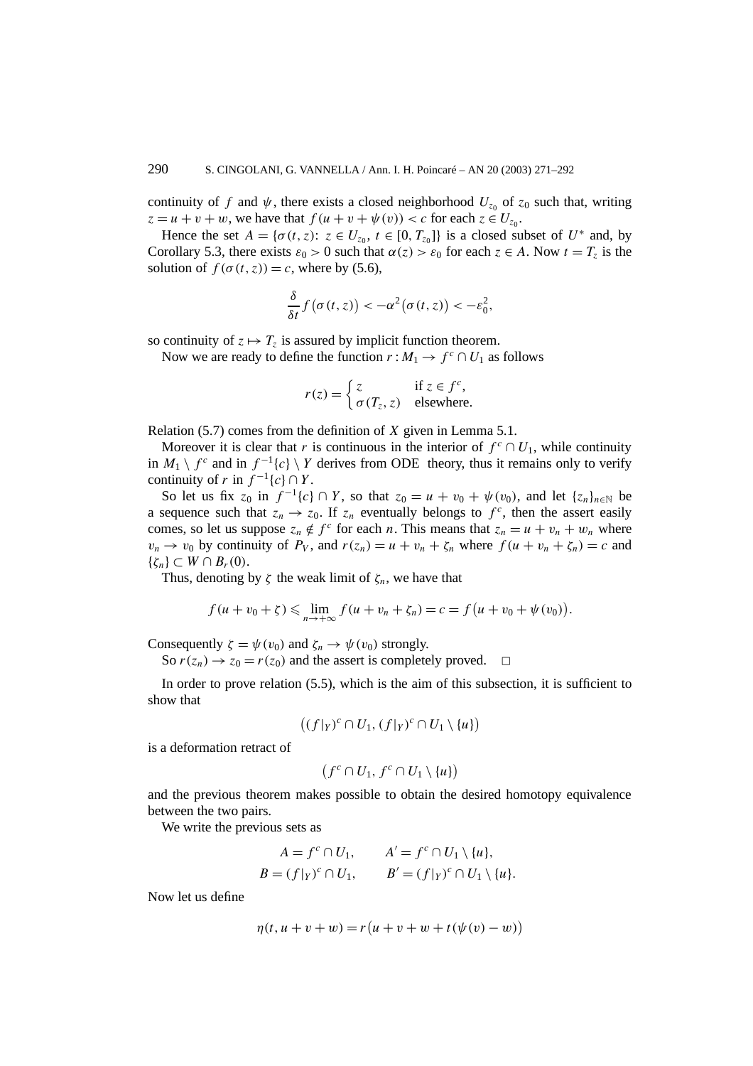continuity of $f$ and $\psi$, there exists a closed neighborhood $U_{z_0}$ of $z_0$ such that, writing $z = u + v + w$, we have that $f(u + v + \psi(v)) < c$ for each $z \in U_{z_0}$.

Hence the set $A = \{\sigma(t,z)\colon z \in U_{z_0},\ t \in [0, T_{z_0}]\}$ is a closed subset of $U^*$ and, by Corollary 5.3, there exists $\varepsilon_0 > 0$ such that $\alpha(z) > \varepsilon_0$ for each $z \in A$. Now $t = T_z$ is the solution of $f(\sigma(t,z)) = c$, where by (5.6),

$$\frac{\delta}{\delta t} f\big(\sigma(t,z)\big) < -\alpha^2\big(\sigma(t,z)\big) < -\varepsilon_0^2,$$

so continuity of $z \mapsto T_z$ is assured by implicit function theorem.

Now we are ready to define the function $r : M_1 \to f^c \cap U_1$ as follows

$$r(z) = \begin{cases} z & \text{if } z \in f^c, \\ \sigma(T_z, z) & \text{elsewhere.} \end{cases}$$

Relation (5.7) comes from the definition of $X$ given in Lemma 5.1.

Moreover it is clear that $r$ is continuous in the interior of $f^c \cap U_1$, while continuity in $M_1 \setminus f^c$ and in $f^{-1}\{c\} \setminus Y$ derives from ODE theory, thus it remains only to verify continuity of $r$ in $f^{-1}\{c\} \cap Y$.

So let us fix $z_0$ in $f^{-1}\{c\} \cap Y$, so that $z_0 = u + v_0 + \psi(v_0)$, and let $\{z_n\}_{n\in\mathbb{N}}$ be a sequence such that $z_n \to z_0$. If $z_n$ eventually belongs to $f^c$, then the assert easily comes, so let us suppose $z_n \notin f^c$ for each $n$. This means that $z_n = u + v_n + w_n$ where $v_n \to v_0$ by continuity of $P_V$, and $r(z_n) = u + v_n + \zeta_n$ where $f(u + v_n + \zeta_n) = c$ and $\{\zeta_n\} \subset W \cap B_r(0)$.

Thus, denoting by $\zeta$ the weak limit of $\zeta_n$, we have that

$$f(u + v_0 + \zeta) \leqslant \varliminf_{n\to+\infty} f(u + v_n + \zeta_n) = c = f\big(u + v_0 + \psi(v_0)\big).$$

Consequently $\zeta = \psi(v_0)$ and $\zeta_n \to \psi(v_0)$ strongly.

So $r(z_n) \to z_0 = r(z_0)$ and the assert is completely proved. $\square$

In order to prove relation (5.5), which is the aim of this subsection, it is sufficient to show that

$$\big((f|_Y)^c \cap U_1, (f|_Y)^c \cap U_1 \setminus \{u\}\big)$$

is a deformation retract of

$$\big(f^c \cap U_1, f^c \cap U_1 \setminus \{u\}\big)$$

and the previous theorem makes possible to obtain the desired homotopy equivalence between the two pairs.

We write the previous sets as

$$A = f^c \cap U_1, \qquad A' = f^c \cap U_1 \setminus \{u\},$$
$$B = (f|_Y)^c \cap U_1, \qquad B' = (f|_Y)^c \cap U_1 \setminus \{u\}.$$

Now let us define

$$\eta(t, u + v + w) = r\big(u + v + w + t(\psi(v) - w)\big)$$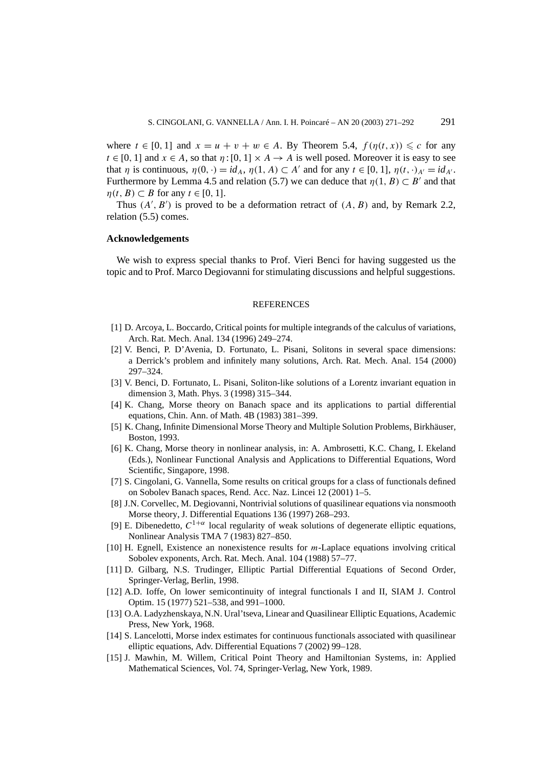where $t \in [0, 1]$ and $x = u + v + w \in A$. By Theorem 5.4, $f(\eta(t, x)) \leqslant c$ for any $t \in [0, 1]$ and $x \in A$, so that $\eta : [0, 1] \times A \to A$ is well posed. Moreover it is easy to see that $\eta$ is continuous, $\eta(0, \cdot) = id_A$, $\eta(1, A) \subset A'$ and for any $t \in [0, 1]$, $\eta(t, \cdot)_{A'} = id_{A'}$. Furthermore by Lemma 4.5 and relation (5.7) we can deduce that $\eta(1, B) \subset B'$ and that $\eta(t, B) \subset B$ for any $t \in [0, 1]$.

Thus $(A', B')$ is proved to be a deformation retract of $(A, B)$ and, by Remark 2.2, relation (5.5) comes.

## Acknowledgements

We wish to express special thanks to Prof. Vieri Benci for having suggested us the topic and to Prof. Marco Degiovanni for stimulating discussions and helpful suggestions.

## REFERENCES

[1] D. Arcoya, L. Boccardo, Critical points for multiple integrands of the calculus of variations, Arch. Rat. Mech. Anal. 134 (1996) 249–274.

[2] V. Benci, P. D'Avenia, D. Fortunato, L. Pisani, Solitons in several space dimensions: a Derrick's problem and infinitely many solutions, Arch. Rat. Mech. Anal. 154 (2000) 297–324.

[3] V. Benci, D. Fortunato, L. Pisani, Soliton-like solutions of a Lorentz invariant equation in dimension 3, Math. Phys. 3 (1998) 315–344.

[4] K. Chang, Morse theory on Banach space and its applications to partial differential equations, Chin. Ann. of Math. 4B (1983) 381–399.

[5] K. Chang, Infinite Dimensional Morse Theory and Multiple Solution Problems, Birkhäuser, Boston, 1993.

[6] K. Chang, Morse theory in nonlinear analysis, in: A. Ambrosetti, K.C. Chang, I. Ekeland (Eds.), Nonlinear Functional Analysis and Applications to Differential Equations, Word Scientific, Singapore, 1998.

[7] S. Cingolani, G. Vannella, Some results on critical groups for a class of functionals defined on Sobolev Banach spaces, Rend. Acc. Naz. Lincei 12 (2001) 1–5.

[8] J.N. Corvellec, M. Degiovanni, Nontrivial solutions of quasilinear equations via nonsmooth Morse theory, J. Differential Equations 136 (1997) 268–293.

[9] E. Dibenedetto, $C^{1+\alpha}$ local regularity of weak solutions of degenerate elliptic equations, Nonlinear Analysis TMA 7 (1983) 827–850.

[10] H. Egnell, Existence an nonexistence results for $m$-Laplace equations involving critical Sobolev exponents, Arch. Rat. Mech. Anal. 104 (1988) 57–77.

[11] D. Gilbarg, N.S. Trudinger, Elliptic Partial Differential Equations of Second Order, Springer-Verlag, Berlin, 1998.

[12] A.D. Ioffe, On lower semicontinuity of integral functionals I and II, SIAM J. Control Optim. 15 (1977) 521–538, and 991–1000.

[13] O.A. Ladyzhenskaya, N.N. Ural'tseva, Linear and Quasilinear Elliptic Equations, Academic Press, New York, 1968.

[14] S. Lancelotti, Morse index estimates for continuous functionals associated with quasilinear elliptic equations, Adv. Differential Equations 7 (2002) 99–128.

[15] J. Mawhin, M. Willem, Critical Point Theory and Hamiltonian Systems, in: Applied Mathematical Sciences, Vol. 74, Springer-Verlag, New York, 1989.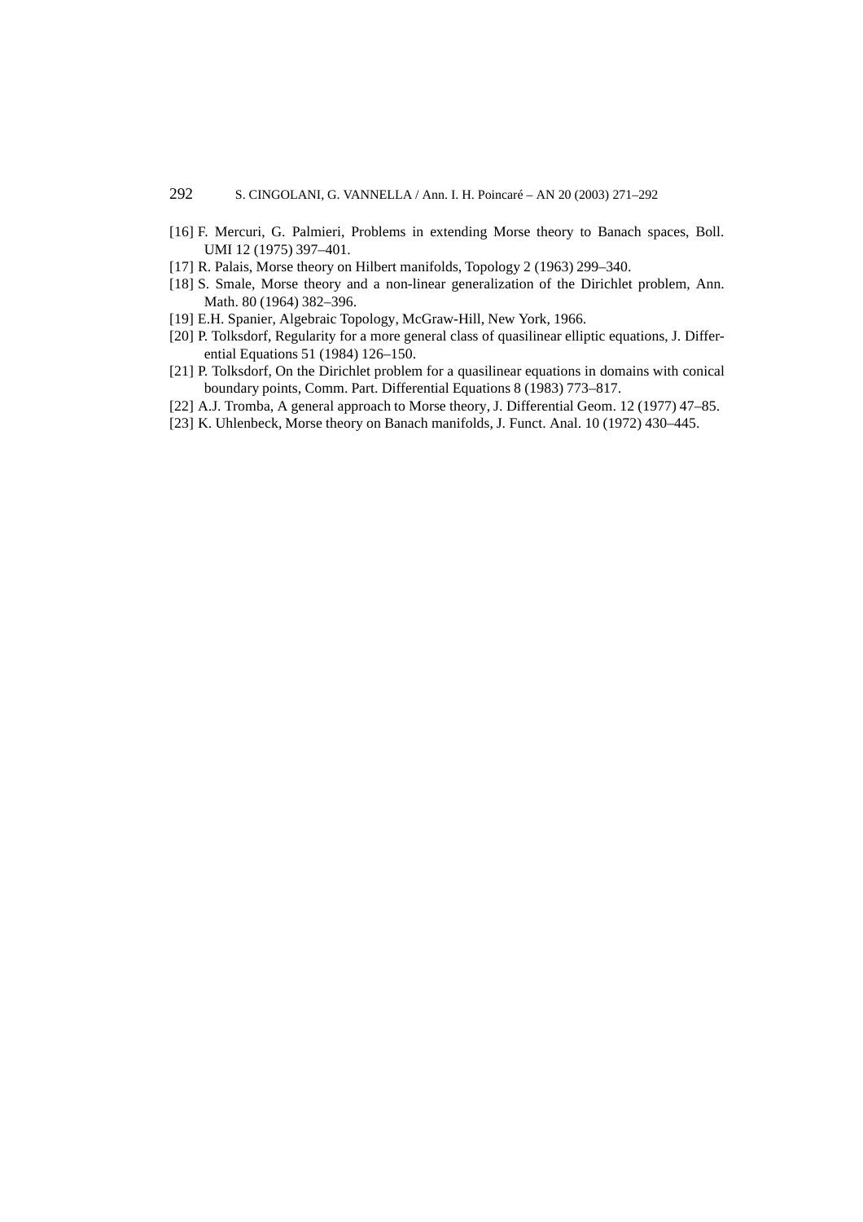[16] F. Mercuri, G. Palmieri, Problems in extending Morse theory to Banach spaces, Boll. UMI 12 (1975) 397–401.

[17] R. Palais, Morse theory on Hilbert manifolds, Topology 2 (1963) 299–340.

[18] S. Smale, Morse theory and a non-linear generalization of the Dirichlet problem, Ann. Math. 80 (1964) 382–396.

[19] E.H. Spanier, Algebraic Topology, McGraw-Hill, New York, 1966.

[20] P. Tolksdorf, Regularity for a more general class of quasilinear elliptic equations, J. Differential Equations 51 (1984) 126–150.

[21] P. Tolksdorf, On the Dirichlet problem for a quasilinear equations in domains with conical boundary points, Comm. Part. Differential Equations 8 (1983) 773–817.

[22] A.J. Tromba, A general approach to Morse theory, J. Differential Geom. 12 (1977) 47–85.

[23] K. Uhlenbeck, Morse theory on Banach manifolds, J. Funct. Anal. 10 (1972) 430–445.